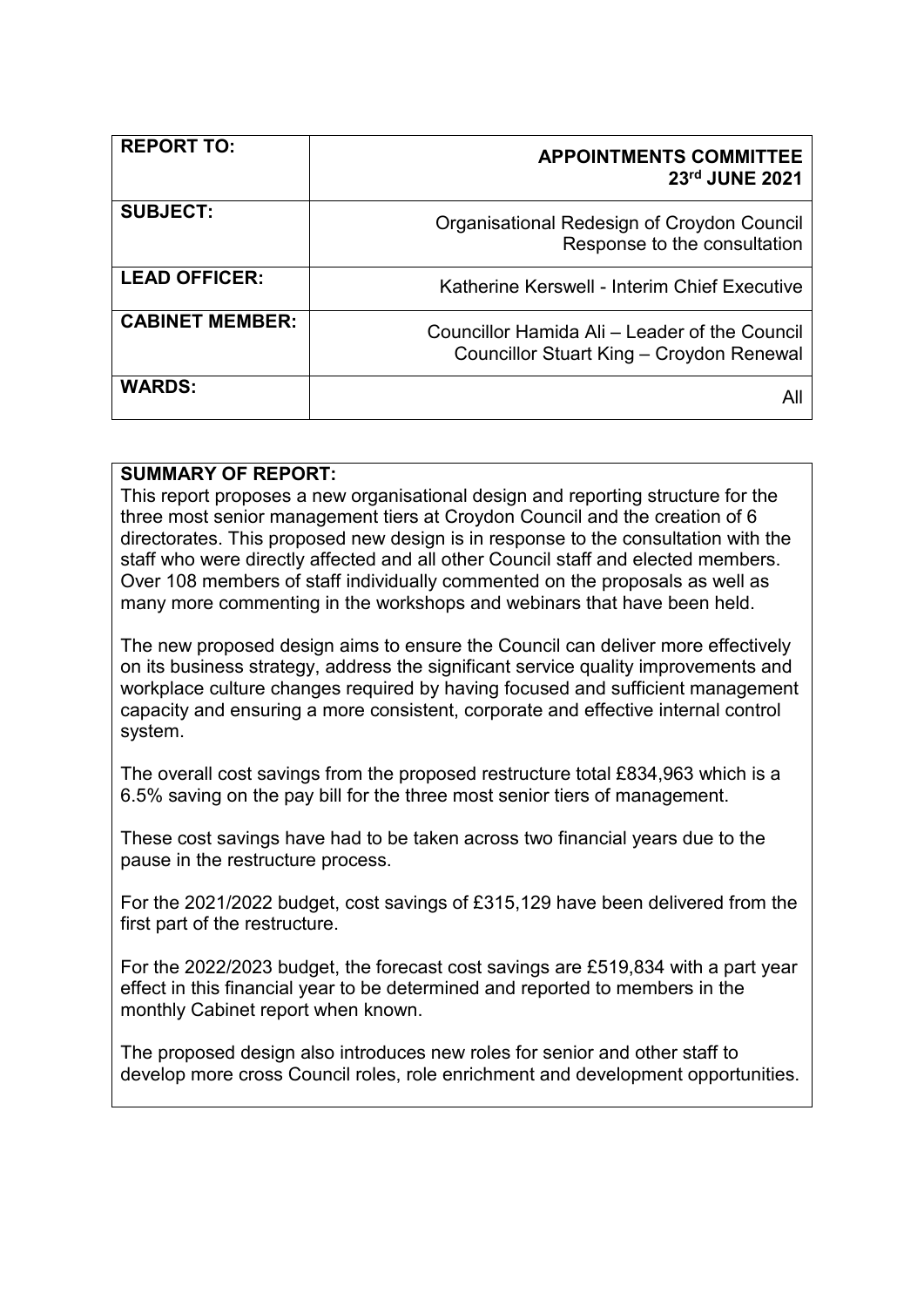| | |
|---|---|
| **REPORT TO:** | **APPOINTMENTS COMMITTEE 23rd JUNE 2021** |
| **SUBJECT:** | Organisational Redesign of Croydon Council Response to the consultation |
| **LEAD OFFICER:** | Katherine Kerswell - Interim Chief Executive |
| **CABINET MEMBER:** | Councillor Hamida Ali – Leader of the Council Councillor Stuart King – Croydon Renewal |
| **WARDS:** | All |

**SUMMARY OF REPORT:**

This report proposes a new organisational design and reporting structure for the three most senior management tiers at Croydon Council and the creation of 6 directorates. This proposed new design is in response to the consultation with the staff who were directly affected and all other Council staff and elected members. Over 108 members of staff individually commented on the proposals as well as many more commenting in the workshops and webinars that have been held.

The new proposed design aims to ensure the Council can deliver more effectively on its business strategy, address the significant service quality improvements and workplace culture changes required by having focused and sufficient management capacity and ensuring a more consistent, corporate and effective internal control system.

The overall cost savings from the proposed restructure total £834,963 which is a 6.5% saving on the pay bill for the three most senior tiers of management.

These cost savings have had to be taken across two financial years due to the pause in the restructure process.

For the 2021/2022 budget, cost savings of £315,129 have been delivered from the first part of the restructure.

For the 2022/2023 budget, the forecast cost savings are £519,834 with a part year effect in this financial year to be determined and reported to members in the monthly Cabinet report when known.

The proposed design also introduces new roles for senior and other staff to develop more cross Council roles, role enrichment and development opportunities.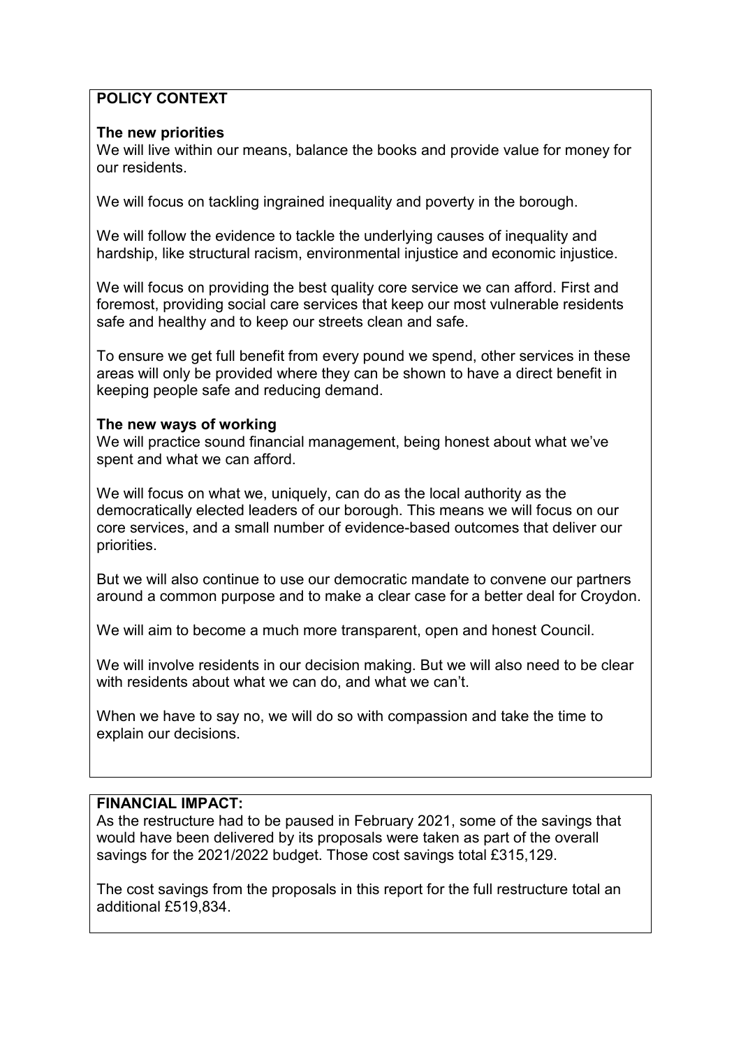**POLICY CONTEXT**

**The new priorities**

We will live within our means, balance the books and provide value for money for our residents.

We will focus on tackling ingrained inequality and poverty in the borough.

We will follow the evidence to tackle the underlying causes of inequality and hardship, like structural racism, environmental injustice and economic injustice.

We will focus on providing the best quality core service we can afford. First and foremost, providing social care services that keep our most vulnerable residents safe and healthy and to keep our streets clean and safe.

To ensure we get full benefit from every pound we spend, other services in these areas will only be provided where they can be shown to have a direct benefit in keeping people safe and reducing demand.

**The new ways of working**

We will practice sound financial management, being honest about what we've spent and what we can afford.

We will focus on what we, uniquely, can do as the local authority as the democratically elected leaders of our borough. This means we will focus on our core services, and a small number of evidence-based outcomes that deliver our priorities.

But we will also continue to use our democratic mandate to convene our partners around a common purpose and to make a clear case for a better deal for Croydon.

We will aim to become a much more transparent, open and honest Council.

We will involve residents in our decision making. But we will also need to be clear with residents about what we can do, and what we can't.

When we have to say no, we will do so with compassion and take the time to explain our decisions.

**FINANCIAL IMPACT:**

As the restructure had to be paused in February 2021, some of the savings that would have been delivered by its proposals were taken as part of the overall savings for the 2021/2022 budget. Those cost savings total £315,129.

The cost savings from the proposals in this report for the full restructure total an additional £519,834.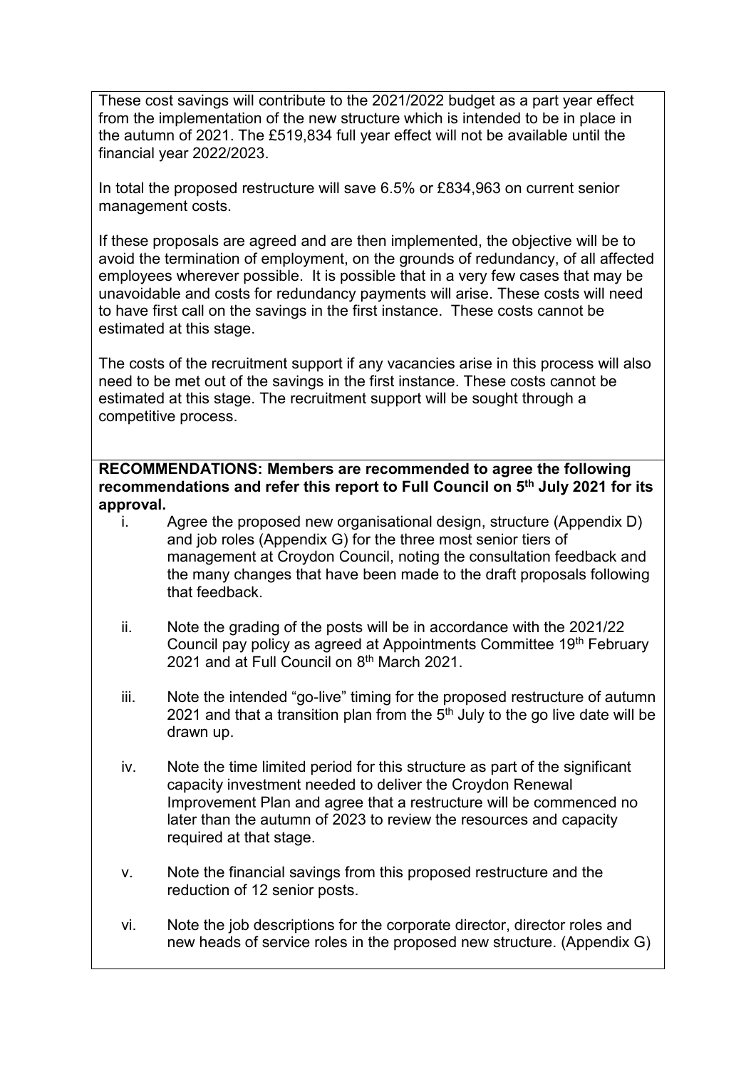These cost savings will contribute to the 2021/2022 budget as a part year effect from the implementation of the new structure which is intended to be in place in the autumn of 2021. The £519,834 full year effect will not be available until the financial year 2022/2023.

In total the proposed restructure will save 6.5% or £834,963 on current senior management costs.

If these proposals are agreed and are then implemented, the objective will be to avoid the termination of employment, on the grounds of redundancy, of all affected employees wherever possible. It is possible that in a very few cases that may be unavoidable and costs for redundancy payments will arise. These costs will need to have first call on the savings in the first instance. These costs cannot be estimated at this stage.

The costs of the recruitment support if any vacancies arise in this process will also need to be met out of the savings in the first instance. These costs cannot be estimated at this stage. The recruitment support will be sought through a competitive process.

**RECOMMENDATIONS: Members are recommended to agree the following recommendations and refer this report to Full Council on 5th July 2021 for its approval.**

i. Agree the proposed new organisational design, structure (Appendix D) and job roles (Appendix G) for the three most senior tiers of management at Croydon Council, noting the consultation feedback and the many changes that have been made to the draft proposals following that feedback.

ii. Note the grading of the posts will be in accordance with the 2021/22 Council pay policy as agreed at Appointments Committee 19th February 2021 and at Full Council on 8th March 2021.

iii. Note the intended "go-live" timing for the proposed restructure of autumn 2021 and that a transition plan from the 5th July to the go live date will be drawn up.

iv. Note the time limited period for this structure as part of the significant capacity investment needed to deliver the Croydon Renewal Improvement Plan and agree that a restructure will be commenced no later than the autumn of 2023 to review the resources and capacity required at that stage.

v. Note the financial savings from this proposed restructure and the reduction of 12 senior posts.

vi. Note the job descriptions for the corporate director, director roles and new heads of service roles in the proposed new structure. (Appendix G)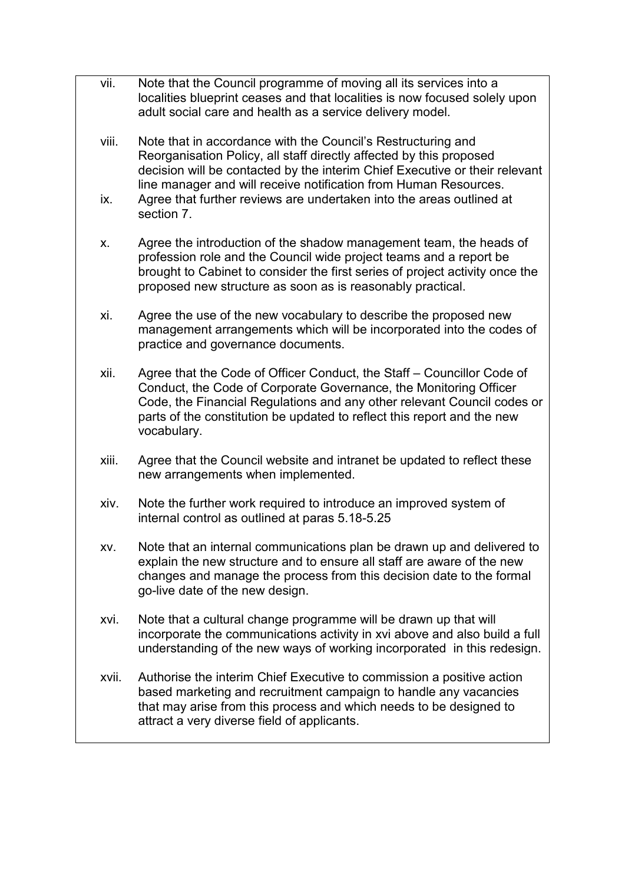vii. Note that the Council programme of moving all its services into a localities blueprint ceases and that localities is now focused solely upon adult social care and health as a service delivery model.

viii. Note that in accordance with the Council's Restructuring and Reorganisation Policy, all staff directly affected by this proposed decision will be contacted by the interim Chief Executive or their relevant line manager and will receive notification from Human Resources.

ix. Agree that further reviews are undertaken into the areas outlined at section 7.

x. Agree the introduction of the shadow management team, the heads of profession role and the Council wide project teams and a report be brought to Cabinet to consider the first series of project activity once the proposed new structure as soon as is reasonably practical.

xi. Agree the use of the new vocabulary to describe the proposed new management arrangements which will be incorporated into the codes of practice and governance documents.

xii. Agree that the Code of Officer Conduct, the Staff – Councillor Code of Conduct, the Code of Corporate Governance, the Monitoring Officer Code, the Financial Regulations and any other relevant Council codes or parts of the constitution be updated to reflect this report and the new vocabulary.

xiii. Agree that the Council website and intranet be updated to reflect these new arrangements when implemented.

xiv. Note the further work required to introduce an improved system of internal control as outlined at paras 5.18-5.25

xv. Note that an internal communications plan be drawn up and delivered to explain the new structure and to ensure all staff are aware of the new changes and manage the process from this decision date to the formal go-live date of the new design.

xvi. Note that a cultural change programme will be drawn up that will incorporate the communications activity in xvi above and also build a full understanding of the new ways of working incorporated in this redesign.

xvii. Authorise the interim Chief Executive to commission a positive action based marketing and recruitment campaign to handle any vacancies that may arise from this process and which needs to be designed to attract a very diverse field of applicants.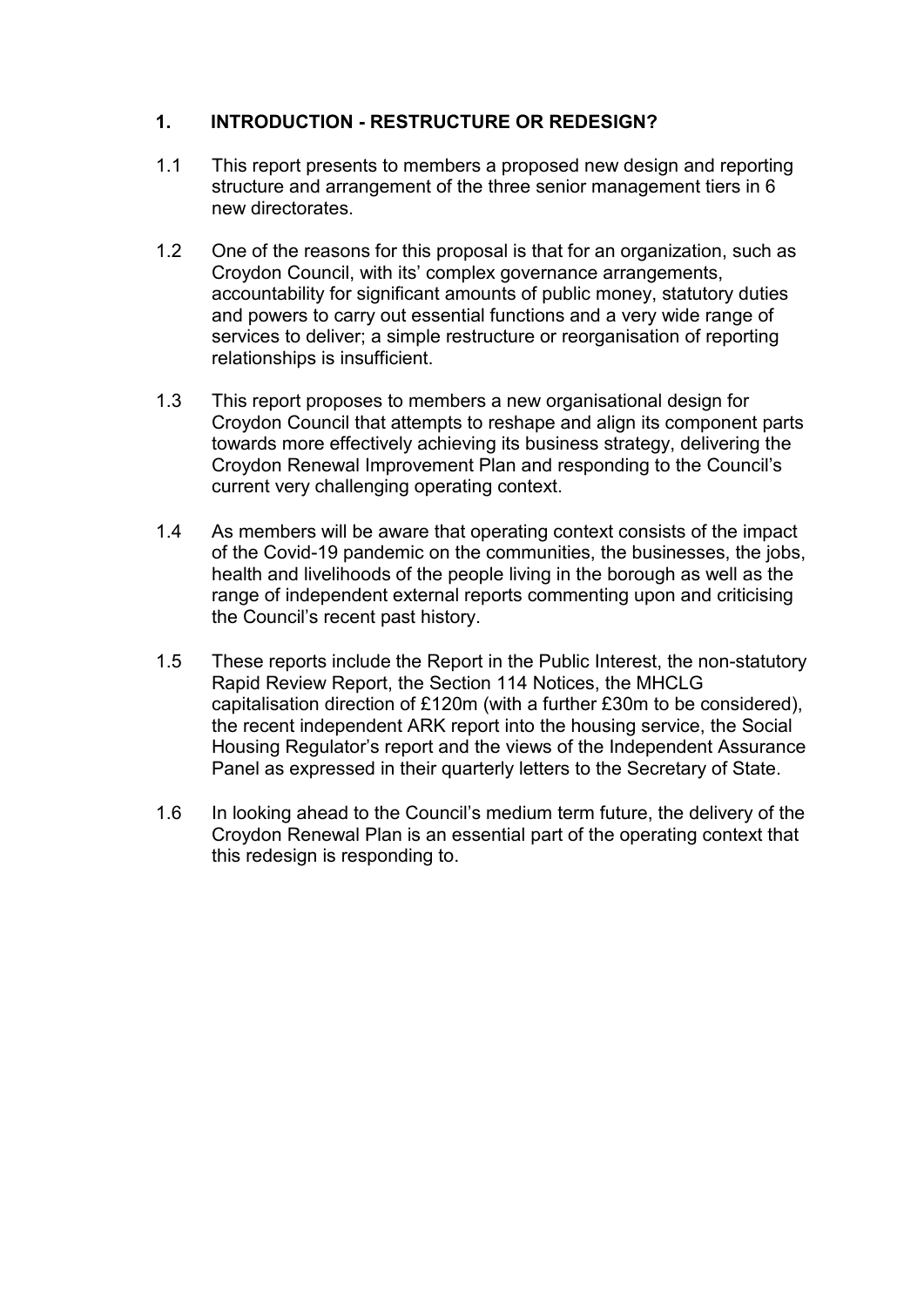## 1. INTRODUCTION - RESTRUCTURE OR REDESIGN?

1.1 This report presents to members a proposed new design and reporting structure and arrangement of the three senior management tiers in 6 new directorates.

1.2 One of the reasons for this proposal is that for an organization, such as Croydon Council, with its' complex governance arrangements, accountability for significant amounts of public money, statutory duties and powers to carry out essential functions and a very wide range of services to deliver; a simple restructure or reorganisation of reporting relationships is insufficient.

1.3 This report proposes to members a new organisational design for Croydon Council that attempts to reshape and align its component parts towards more effectively achieving its business strategy, delivering the Croydon Renewal Improvement Plan and responding to the Council's current very challenging operating context.

1.4 As members will be aware that operating context consists of the impact of the Covid-19 pandemic on the communities, the businesses, the jobs, health and livelihoods of the people living in the borough as well as the range of independent external reports commenting upon and criticising the Council's recent past history.

1.5 These reports include the Report in the Public Interest, the non-statutory Rapid Review Report, the Section 114 Notices, the MHCLG capitalisation direction of £120m (with a further £30m to be considered), the recent independent ARK report into the housing service, the Social Housing Regulator's report and the views of the Independent Assurance Panel as expressed in their quarterly letters to the Secretary of State.

1.6 In looking ahead to the Council's medium term future, the delivery of the Croydon Renewal Plan is an essential part of the operating context that this redesign is responding to.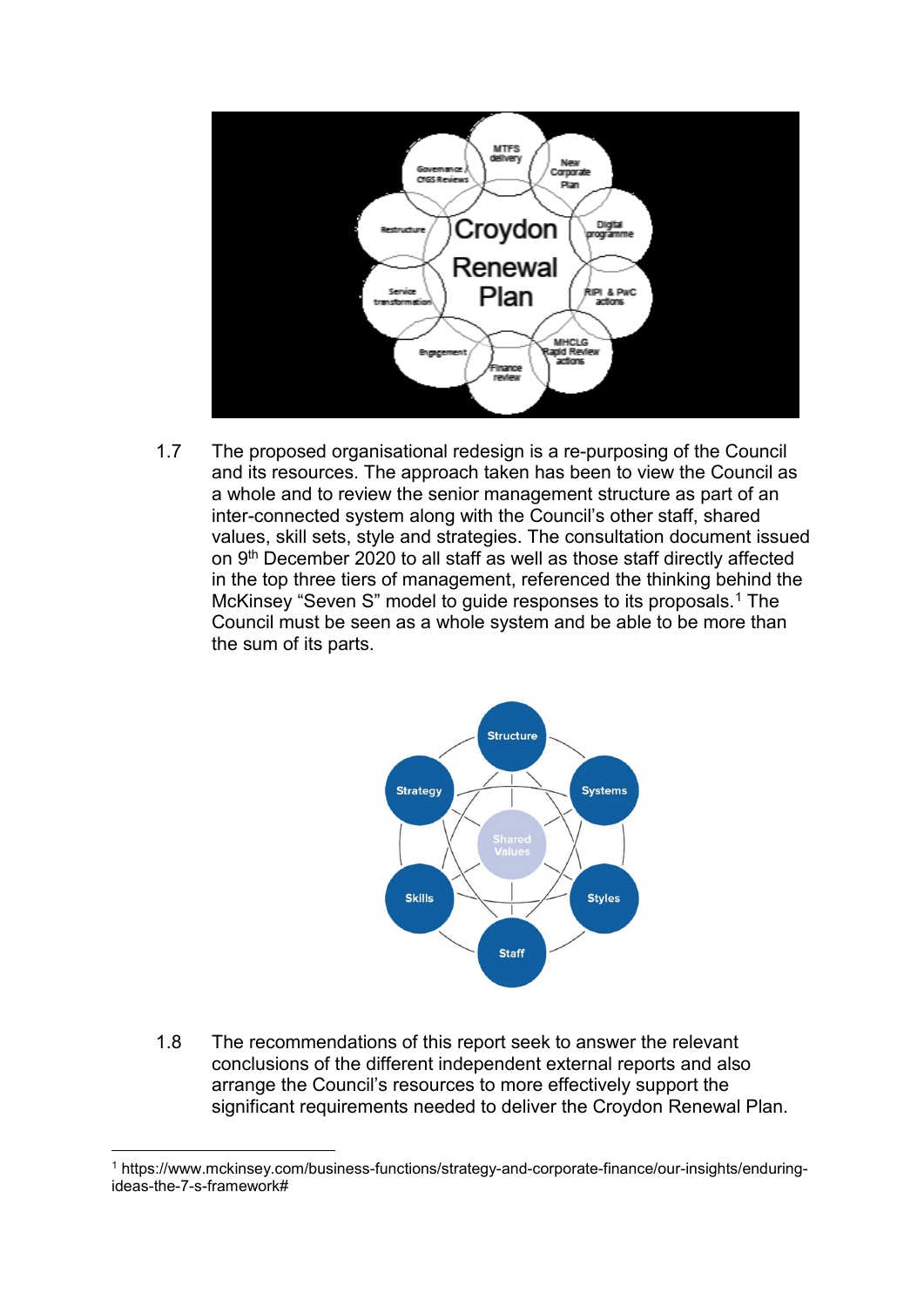Croydon Renewal Plan

MTFS delivery

New Corporate Plan

Digital programme

RIPI & PwC actions

MHCLG Rapid Review actions

Finance review

Engagement

Service transformation

Restructure

Governance / CfGS Reviews

1.7 The proposed organisational redesign is a re-purposing of the Council and its resources. The approach taken has been to view the Council as a whole and to review the senior management structure as part of an inter-connected system along with the Council's other staff, shared values, skill sets, style and strategies. The consultation document issued on 9th December 2020 to all staff as well as those staff directly affected in the top three tiers of management, referenced the thinking behind the McKinsey "Seven S" model to guide responses to its proposals.[1] The Council must be seen as a whole system and be able to be more than the sum of its parts.

Structure

Strategy

Systems

Shared Values

Skills

Styles

Staff

1.8 The recommendations of this report seek to answer the relevant conclusions of the different independent external reports and also arrange the Council's resources to more effectively support the significant requirements needed to deliver the Croydon Renewal Plan.

[1] https://www.mckinsey.com/business-functions/strategy-and-corporate-finance/our-insights/enduring-ideas-the-7-s-framework#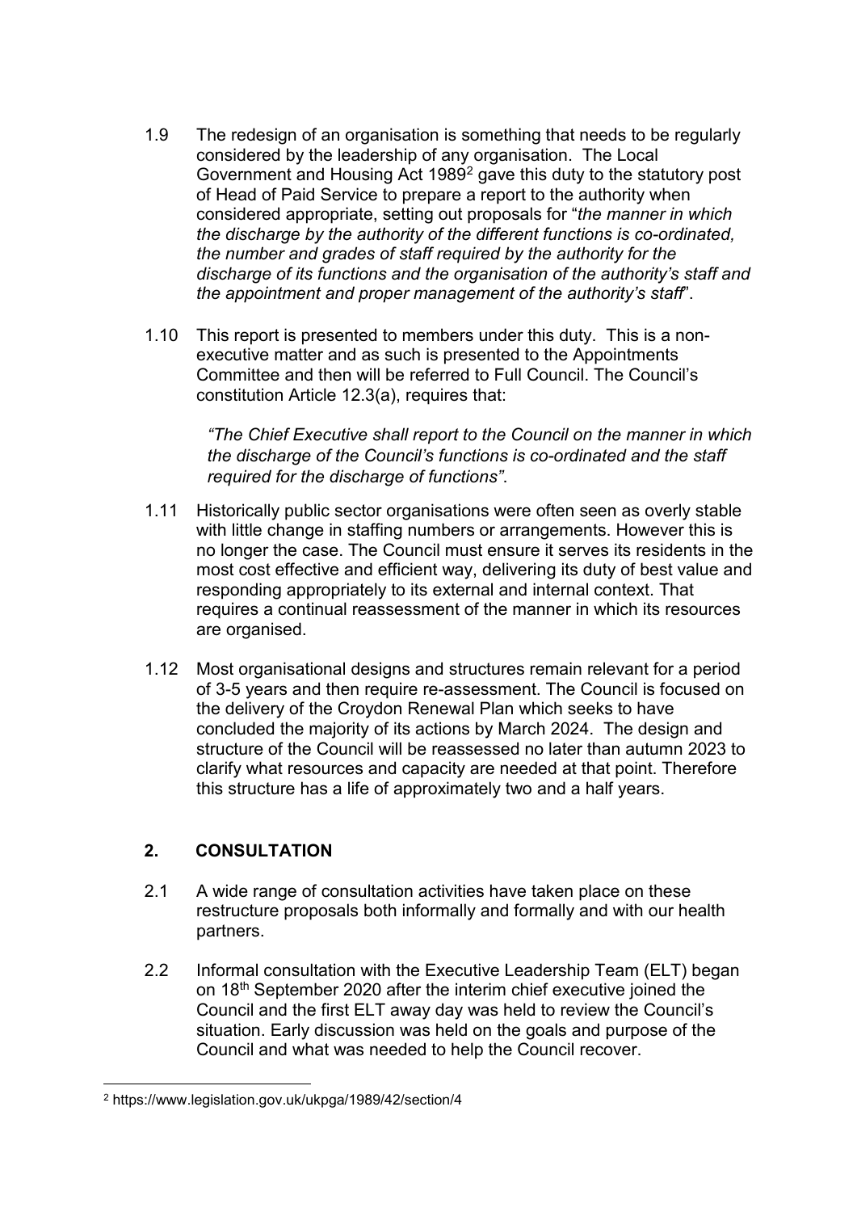1.9 The redesign of an organisation is something that needs to be regularly considered by the leadership of any organisation. The Local Government and Housing Act 1989[2] gave this duty to the statutory post of Head of Paid Service to prepare a report to the authority when considered appropriate, setting out proposals for "*the manner in which the discharge by the authority of the different functions is co-ordinated, the number and grades of staff required by the authority for the discharge of its functions and the organisation of the authority's staff and the appointment and proper management of the authority's staff*".

1.10 This report is presented to members under this duty. This is a non-executive matter and as such is presented to the Appointments Committee and then will be referred to Full Council. The Council's constitution Article 12.3(a), requires that:

> *"The Chief Executive shall report to the Council on the manner in which the discharge of the Council's functions is co-ordinated and the staff required for the discharge of functions"*.

1.11 Historically public sector organisations were often seen as overly stable with little change in staffing numbers or arrangements. However this is no longer the case. The Council must ensure it serves its residents in the most cost effective and efficient way, delivering its duty of best value and responding appropriately to its external and internal context. That requires a continual reassessment of the manner in which its resources are organised.

1.12 Most organisational designs and structures remain relevant for a period of 3-5 years and then require re-assessment. The Council is focused on the delivery of the Croydon Renewal Plan which seeks to have concluded the majority of its actions by March 2024. The design and structure of the Council will be reassessed no later than autumn 2023 to clarify what resources and capacity are needed at that point. Therefore this structure has a life of approximately two and a half years.

## 2. CONSULTATION

2.1 A wide range of consultation activities have taken place on these restructure proposals both informally and formally and with our health partners.

2.2 Informal consultation with the Executive Leadership Team (ELT) began on 18th September 2020 after the interim chief executive joined the Council and the first ELT away day was held to review the Council's situation. Early discussion was held on the goals and purpose of the Council and what was needed to help the Council recover.

---

[2] https://www.legislation.gov.uk/ukpga/1989/42/section/4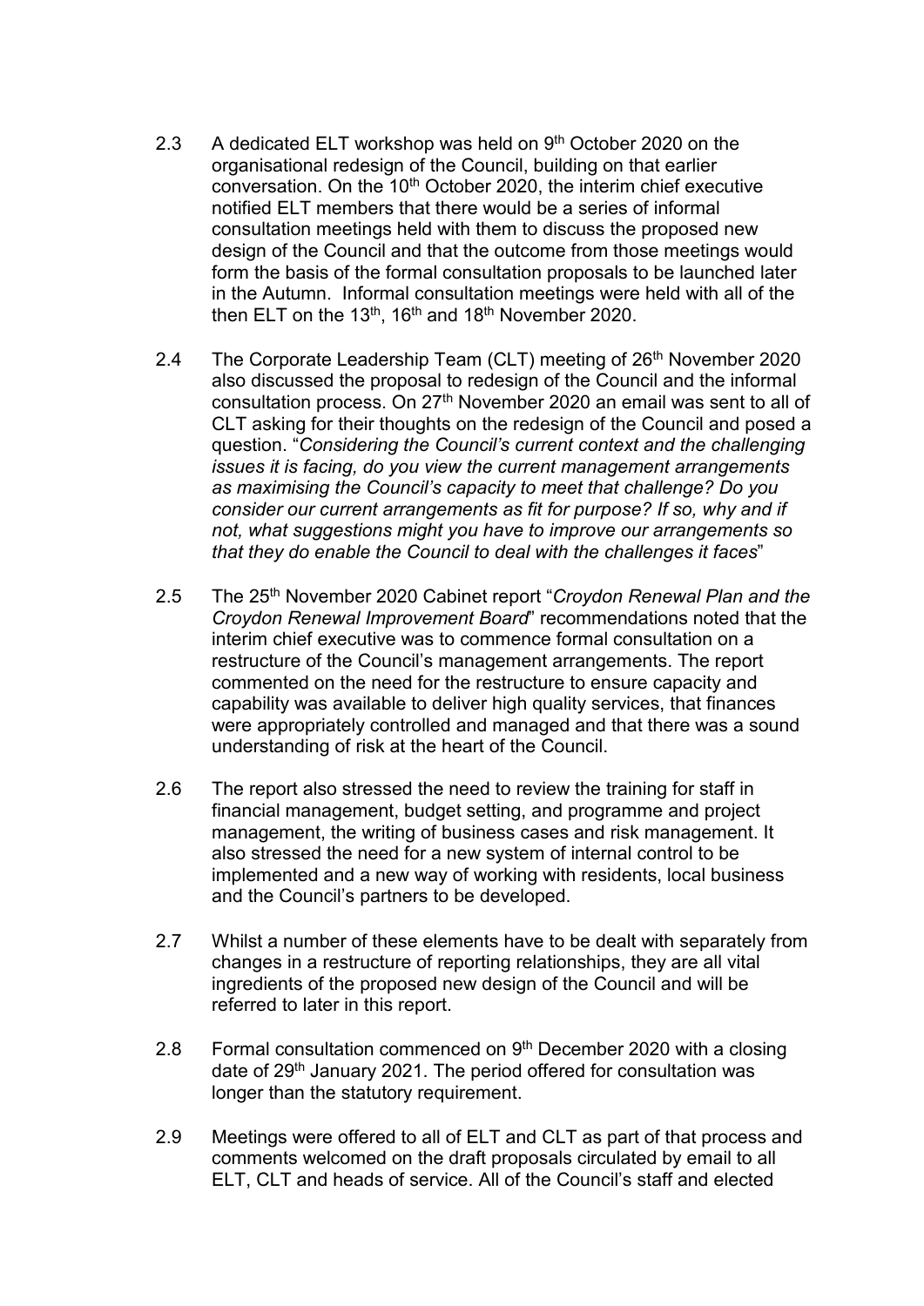2.3 A dedicated ELT workshop was held on 9th October 2020 on the organisational redesign of the Council, building on that earlier conversation. On the 10th October 2020, the interim chief executive notified ELT members that there would be a series of informal consultation meetings held with them to discuss the proposed new design of the Council and that the outcome from those meetings would form the basis of the formal consultation proposals to be launched later in the Autumn. Informal consultation meetings were held with all of the then ELT on the 13th, 16th and 18th November 2020.

2.4 The Corporate Leadership Team (CLT) meeting of 26th November 2020 also discussed the proposal to redesign of the Council and the informal consultation process. On 27th November 2020 an email was sent to all of CLT asking for their thoughts on the redesign of the Council and posed a question. "*Considering the Council's current context and the challenging issues it is facing, do you view the current management arrangements as maximising the Council's capacity to meet that challenge? Do you consider our current arrangements as fit for purpose? If so, why and if not, what suggestions might you have to improve our arrangements so that they do enable the Council to deal with the challenges it faces*"

2.5 The 25th November 2020 Cabinet report "*Croydon Renewal Plan and the Croydon Renewal Improvement Board*" recommendations noted that the interim chief executive was to commence formal consultation on a restructure of the Council's management arrangements. The report commented on the need for the restructure to ensure capacity and capability was available to deliver high quality services, that finances were appropriately controlled and managed and that there was a sound understanding of risk at the heart of the Council.

2.6 The report also stressed the need to review the training for staff in financial management, budget setting, and programme and project management, the writing of business cases and risk management. It also stressed the need for a new system of internal control to be implemented and a new way of working with residents, local business and the Council's partners to be developed.

2.7 Whilst a number of these elements have to be dealt with separately from changes in a restructure of reporting relationships, they are all vital ingredients of the proposed new design of the Council and will be referred to later in this report.

2.8 Formal consultation commenced on 9th December 2020 with a closing date of 29th January 2021. The period offered for consultation was longer than the statutory requirement.

2.9 Meetings were offered to all of ELT and CLT as part of that process and comments welcomed on the draft proposals circulated by email to all ELT, CLT and heads of service. All of the Council's staff and elected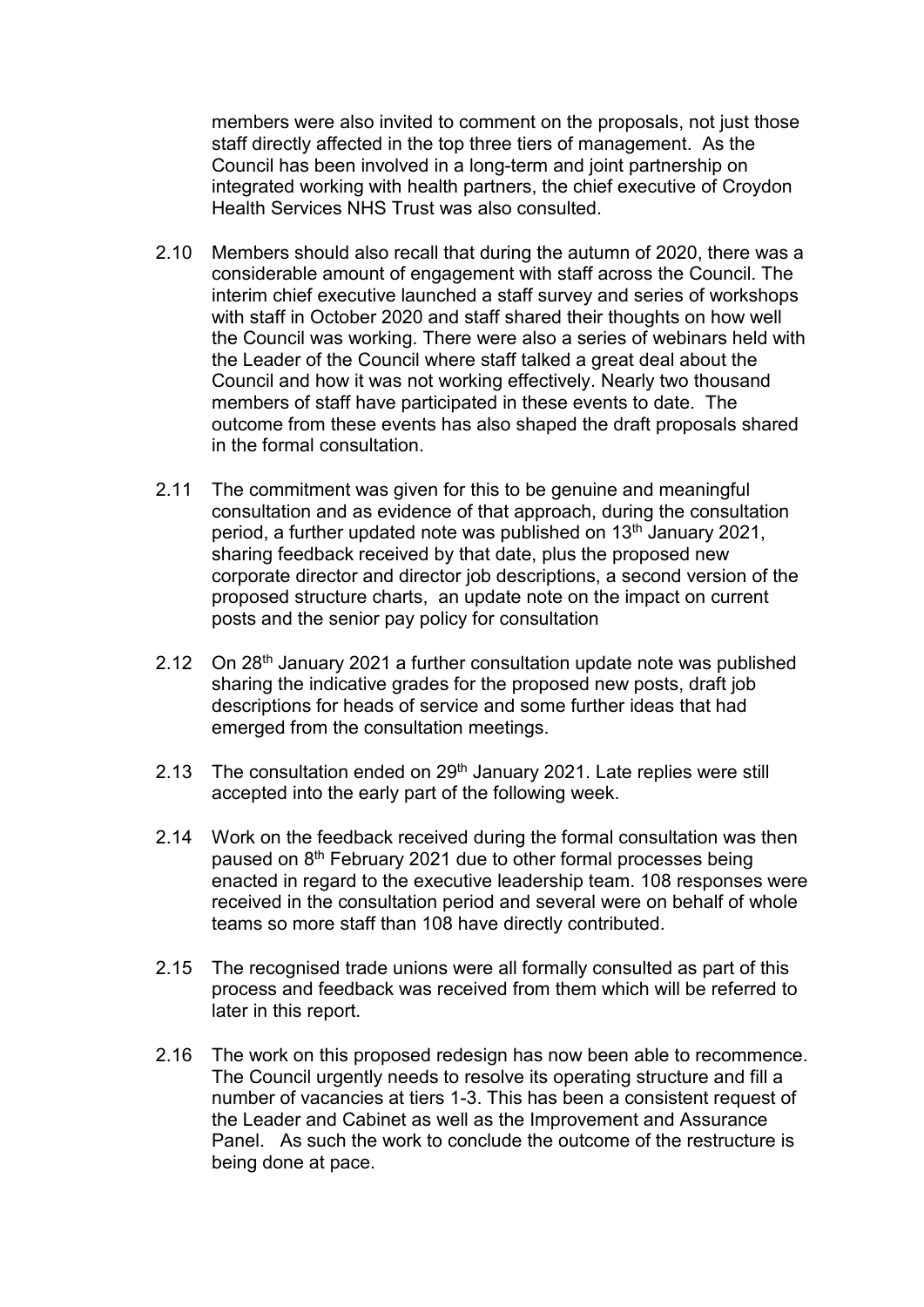members were also invited to comment on the proposals, not just those staff directly affected in the top three tiers of management. As the Council has been involved in a long-term and joint partnership on integrated working with health partners, the chief executive of Croydon Health Services NHS Trust was also consulted.

2.10 Members should also recall that during the autumn of 2020, there was a considerable amount of engagement with staff across the Council. The interim chief executive launched a staff survey and series of workshops with staff in October 2020 and staff shared their thoughts on how well the Council was working. There were also a series of webinars held with the Leader of the Council where staff talked a great deal about the Council and how it was not working effectively. Nearly two thousand members of staff have participated in these events to date. The outcome from these events has also shaped the draft proposals shared in the formal consultation.

2.11 The commitment was given for this to be genuine and meaningful consultation and as evidence of that approach, during the consultation period, a further updated note was published on 13th January 2021, sharing feedback received by that date, plus the proposed new corporate director and director job descriptions, a second version of the proposed structure charts, an update note on the impact on current posts and the senior pay policy for consultation

2.12 On 28th January 2021 a further consultation update note was published sharing the indicative grades for the proposed new posts, draft job descriptions for heads of service and some further ideas that had emerged from the consultation meetings.

2.13 The consultation ended on 29th January 2021. Late replies were still accepted into the early part of the following week.

2.14 Work on the feedback received during the formal consultation was then paused on 8th February 2021 due to other formal processes being enacted in regard to the executive leadership team. 108 responses were received in the consultation period and several were on behalf of whole teams so more staff than 108 have directly contributed.

2.15 The recognised trade unions were all formally consulted as part of this process and feedback was received from them which will be referred to later in this report.

2.16 The work on this proposed redesign has now been able to recommence. The Council urgently needs to resolve its operating structure and fill a number of vacancies at tiers 1-3. This has been a consistent request of the Leader and Cabinet as well as the Improvement and Assurance Panel. As such the work to conclude the outcome of the restructure is being done at pace.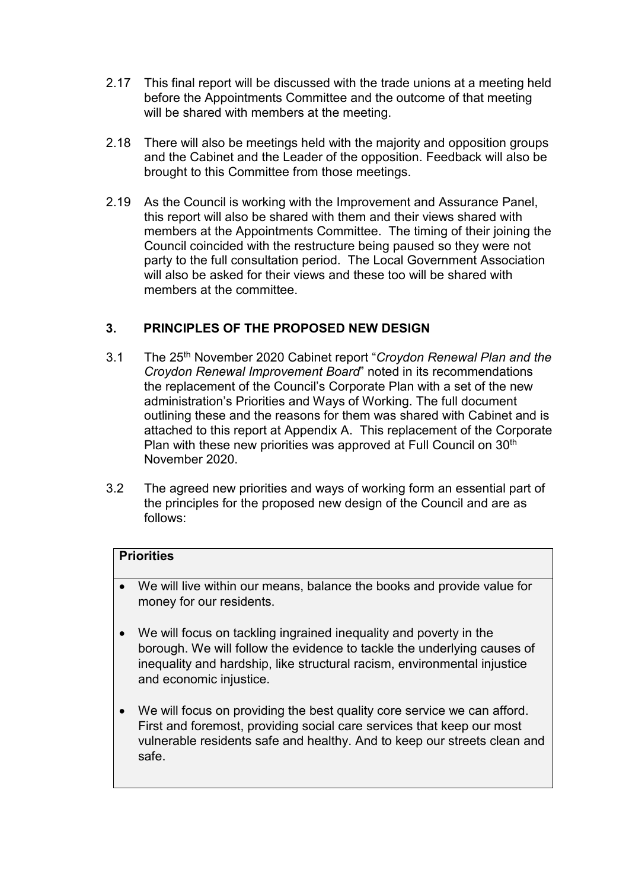2.17 This final report will be discussed with the trade unions at a meeting held before the Appointments Committee and the outcome of that meeting will be shared with members at the meeting.

2.18 There will also be meetings held with the majority and opposition groups and the Cabinet and the Leader of the opposition. Feedback will also be brought to this Committee from those meetings.

2.19 As the Council is working with the Improvement and Assurance Panel, this report will also be shared with them and their views shared with members at the Appointments Committee. The timing of their joining the Council coincided with the restructure being paused so they were not party to the full consultation period. The Local Government Association will also be asked for their views and these too will be shared with members at the committee.

## 3. PRINCIPLES OF THE PROPOSED NEW DESIGN

3.1 The 25th November 2020 Cabinet report "*Croydon Renewal Plan and the Croydon Renewal Improvement Board*" noted in its recommendations the replacement of the Council's Corporate Plan with a set of the new administration's Priorities and Ways of Working. The full document outlining these and the reasons for them was shared with Cabinet and is attached to this report at Appendix A. This replacement of the Corporate Plan with these new priorities was approved at Full Council on 30th November 2020.

3.2 The agreed new priorities and ways of working form an essential part of the principles for the proposed new design of the Council and are as follows:

**Priorities**

- We will live within our means, balance the books and provide value for money for our residents.
- We will focus on tackling ingrained inequality and poverty in the borough. We will follow the evidence to tackle the underlying causes of inequality and hardship, like structural racism, environmental injustice and economic injustice.
- We will focus on providing the best quality core service we can afford. First and foremost, providing social care services that keep our most vulnerable residents safe and healthy. And to keep our streets clean and safe.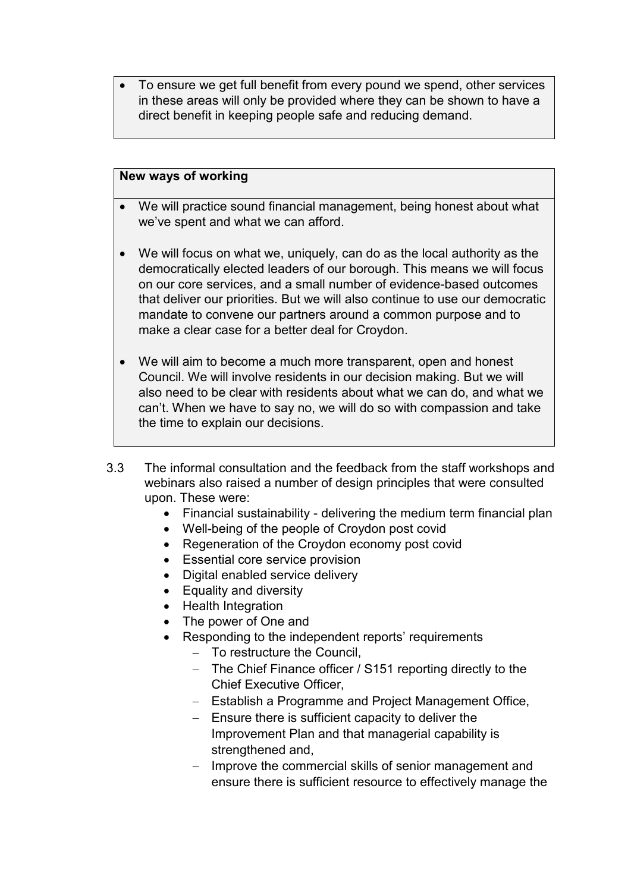- To ensure we get full benefit from every pound we spend, other services in these areas will only be provided where they can be shown to have a direct benefit in keeping people safe and reducing demand.

**New ways of working**

- We will practice sound financial management, being honest about what we've spent and what we can afford.
- We will focus on what we, uniquely, can do as the local authority as the democratically elected leaders of our borough. This means we will focus on our core services, and a small number of evidence-based outcomes that deliver our priorities. But we will also continue to use our democratic mandate to convene our partners around a common purpose and to make a clear case for a better deal for Croydon.
- We will aim to become a much more transparent, open and honest Council. We will involve residents in our decision making. But we will also need to be clear with residents about what we can do, and what we can't. When we have to say no, we will do so with compassion and take the time to explain our decisions.

3.3 The informal consultation and the feedback from the staff workshops and webinars also raised a number of design principles that were consulted upon. These were:

- Financial sustainability - delivering the medium term financial plan
- Well-being of the people of Croydon post covid
- Regeneration of the Croydon economy post covid
- Essential core service provision
- Digital enabled service delivery
- Equality and diversity
- Health Integration
- The power of One and
- Responding to the independent reports' requirements
  - To restructure the Council,
  - The Chief Finance officer / S151 reporting directly to the Chief Executive Officer,
  - Establish a Programme and Project Management Office,
  - Ensure there is sufficient capacity to deliver the Improvement Plan and that managerial capability is strengthened and,
  - Improve the commercial skills of senior management and ensure there is sufficient resource to effectively manage the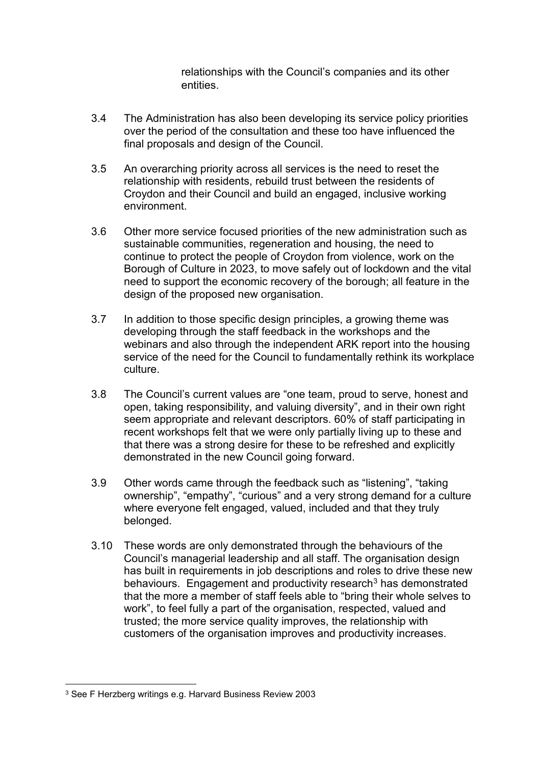relationships with the Council's companies and its other entities.

3.4 The Administration has also been developing its service policy priorities over the period of the consultation and these too have influenced the final proposals and design of the Council.

3.5 An overarching priority across all services is the need to reset the relationship with residents, rebuild trust between the residents of Croydon and their Council and build an engaged, inclusive working environment.

3.6 Other more service focused priorities of the new administration such as sustainable communities, regeneration and housing, the need to continue to protect the people of Croydon from violence, work on the Borough of Culture in 2023, to move safely out of lockdown and the vital need to support the economic recovery of the borough; all feature in the design of the proposed new organisation.

3.7 In addition to those specific design principles, a growing theme was developing through the staff feedback in the workshops and the webinars and also through the independent ARK report into the housing service of the need for the Council to fundamentally rethink its workplace culture.

3.8 The Council's current values are "one team, proud to serve, honest and open, taking responsibility, and valuing diversity", and in their own right seem appropriate and relevant descriptors. 60% of staff participating in recent workshops felt that we were only partially living up to these and that there was a strong desire for these to be refreshed and explicitly demonstrated in the new Council going forward.

3.9 Other words came through the feedback such as "listening", "taking ownership", "empathy", "curious" and a very strong demand for a culture where everyone felt engaged, valued, included and that they truly belonged.

3.10 These words are only demonstrated through the behaviours of the Council's managerial leadership and all staff. The organisation design has built in requirements in job descriptions and roles to drive these new behaviours. Engagement and productivity research[3] has demonstrated that the more a member of staff feels able to "bring their whole selves to work", to feel fully a part of the organisation, respected, valued and trusted; the more service quality improves, the relationship with customers of the organisation improves and productivity increases.

[3] See F Herzberg writings e.g. Harvard Business Review 2003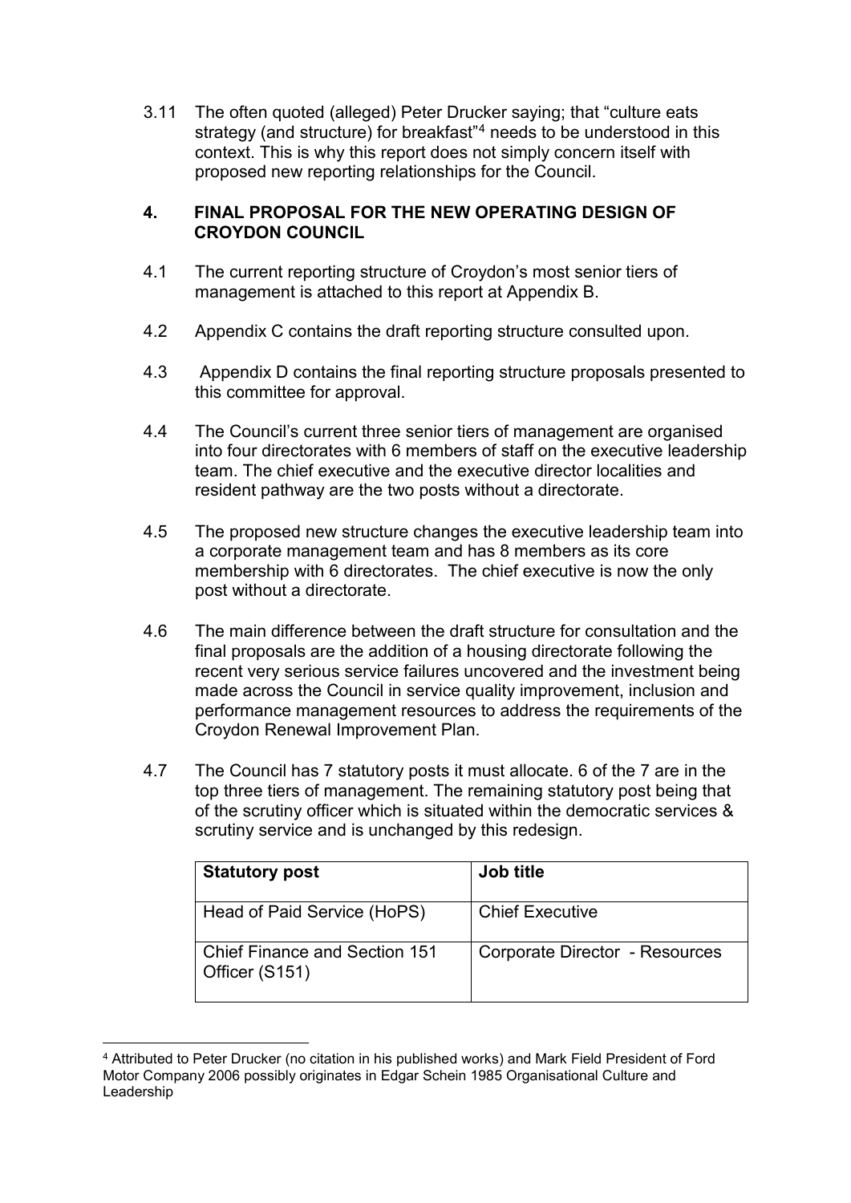3.11 The often quoted (alleged) Peter Drucker saying; that "culture eats strategy (and structure) for breakfast"[4] needs to be understood in this context. This is why this report does not simply concern itself with proposed new reporting relationships for the Council.

## 4. FINAL PROPOSAL FOR THE NEW OPERATING DESIGN OF CROYDON COUNCIL

4.1 The current reporting structure of Croydon's most senior tiers of management is attached to this report at Appendix B.

4.2 Appendix C contains the draft reporting structure consulted upon.

4.3 Appendix D contains the final reporting structure proposals presented to this committee for approval.

4.4 The Council's current three senior tiers of management are organised into four directorates with 6 members of staff on the executive leadership team. The chief executive and the executive director localities and resident pathway are the two posts without a directorate.

4.5 The proposed new structure changes the executive leadership team into a corporate management team and has 8 members as its core membership with 6 directorates. The chief executive is now the only post without a directorate.

4.6 The main difference between the draft structure for consultation and the final proposals are the addition of a housing directorate following the recent very serious service failures uncovered and the investment being made across the Council in service quality improvement, inclusion and performance management resources to address the requirements of the Croydon Renewal Improvement Plan.

4.7 The Council has 7 statutory posts it must allocate. 6 of the 7 are in the top three tiers of management. The remaining statutory post being that of the scrutiny officer which is situated within the democratic services & scrutiny service and is unchanged by this redesign.

| Statutory post | Job title |
|---|---|
| Head of Paid Service (HoPS) | Chief Executive |
| Chief Finance and Section 151 Officer (S151) | Corporate Director - Resources |

[4] Attributed to Peter Drucker (no citation in his published works) and Mark Field President of Ford Motor Company 2006 possibly originates in Edgar Schein 1985 Organisational Culture and Leadership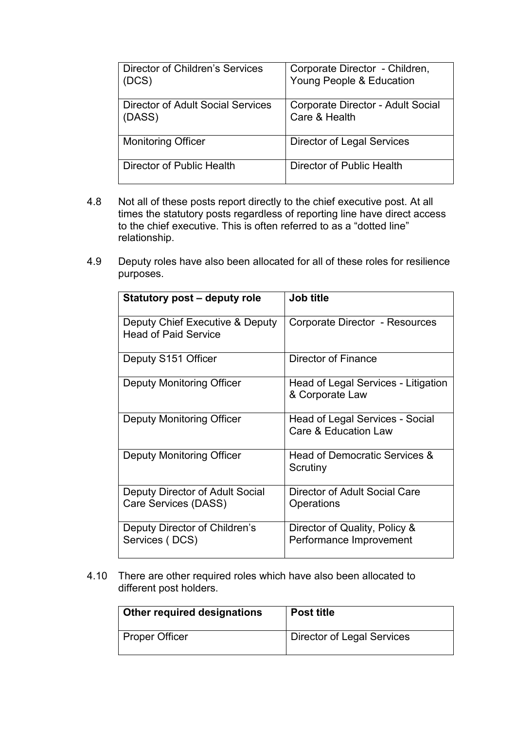| | |
|---|---|
| Director of Children's Services (DCS) | Corporate Director - Children, Young People & Education |
| Director of Adult Social Services (DASS) | Corporate Director - Adult Social Care & Health |
| Monitoring Officer | Director of Legal Services |
| Director of Public Health | Director of Public Health |

4.8 Not all of these posts report directly to the chief executive post. At all times the statutory posts regardless of reporting line have direct access to the chief executive. This is often referred to as a "dotted line" relationship.

4.9 Deputy roles have also been allocated for all of these roles for resilience purposes.

| **Statutory post – deputy role** | **Job title** |
|---|---|
| Deputy Chief Executive & Deputy Head of Paid Service | Corporate Director - Resources |
| Deputy S151 Officer | Director of Finance |
| Deputy Monitoring Officer | Head of Legal Services - Litigation & Corporate Law |
| Deputy Monitoring Officer | Head of Legal Services - Social Care & Education Law |
| Deputy Monitoring Officer | Head of Democratic Services & Scrutiny |
| Deputy Director of Adult Social Care Services (DASS) | Director of Adult Social Care Operations |
| Deputy Director of Children's Services ( DCS) | Director of Quality, Policy & Performance Improvement |

4.10 There are other required roles which have also been allocated to different post holders.

| **Other required designations** | **Post title** |
|---|---|
| Proper Officer | Director of Legal Services |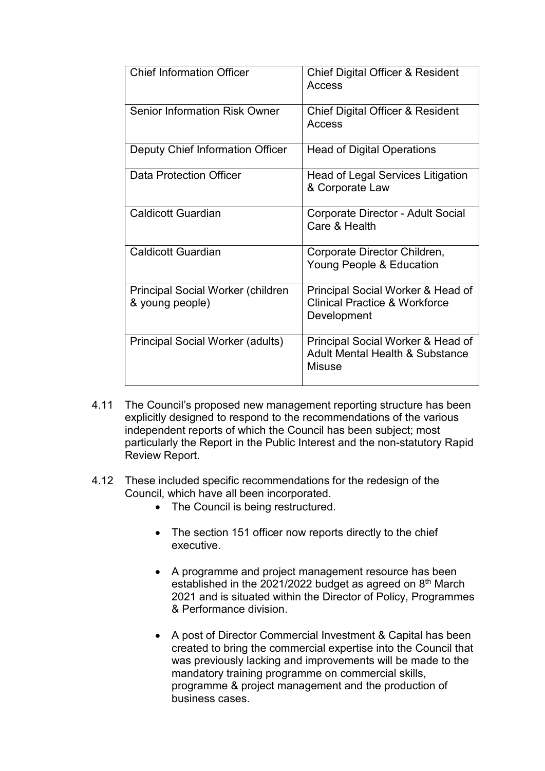| | |
|---|---|
| Chief Information Officer | Chief Digital Officer & Resident Access |
| Senior Information Risk Owner | Chief Digital Officer & Resident Access |
| Deputy Chief Information Officer | Head of Digital Operations |
| Data Protection Officer | Head of Legal Services Litigation & Corporate Law |
| Caldicott Guardian | Corporate Director - Adult Social Care & Health |
| Caldicott Guardian | Corporate Director Children, Young People & Education |
| Principal Social Worker (children & young people) | Principal Social Worker & Head of Clinical Practice & Workforce Development |
| Principal Social Worker (adults) | Principal Social Worker & Head of Adult Mental Health & Substance Misuse |

4.11 The Council's proposed new management reporting structure has been explicitly designed to respond to the recommendations of the various independent reports of which the Council has been subject; most particularly the Report in the Public Interest and the non-statutory Rapid Review Report.

4.12 These included specific recommendations for the redesign of the Council, which have all been incorporated.

- The Council is being restructured.
- The section 151 officer now reports directly to the chief executive.
- A programme and project management resource has been established in the 2021/2022 budget as agreed on 8th March 2021 and is situated within the Director of Policy, Programmes & Performance division.
- A post of Director Commercial Investment & Capital has been created to bring the commercial expertise into the Council that was previously lacking and improvements will be made to the mandatory training programme on commercial skills, programme & project management and the production of business cases.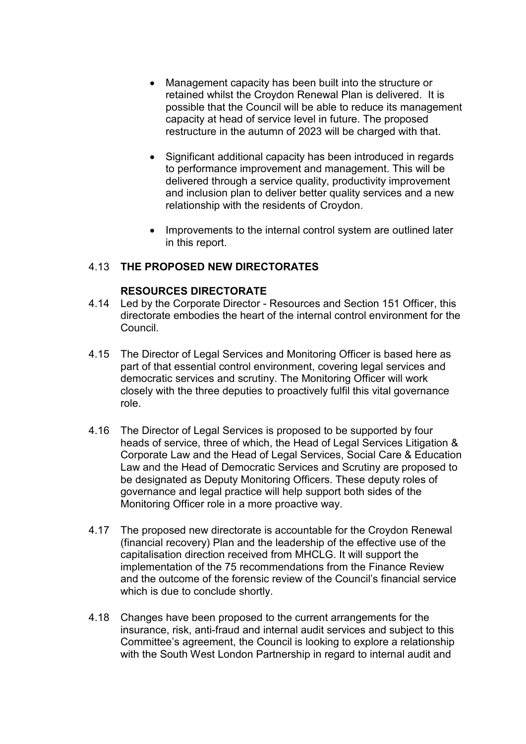- Management capacity has been built into the structure or retained whilst the Croydon Renewal Plan is delivered. It is possible that the Council will be able to reduce its management capacity at head of service level in future. The proposed restructure in the autumn of 2023 will be charged with that.

- Significant additional capacity has been introduced in regards to performance improvement and management. This will be delivered through a service quality, productivity improvement and inclusion plan to deliver better quality services and a new relationship with the residents of Croydon.

- Improvements to the internal control system are outlined later in this report.

4.13 **THE PROPOSED NEW DIRECTORATES**

**RESOURCES DIRECTORATE**

4.14 Led by the Corporate Director - Resources and Section 151 Officer, this directorate embodies the heart of the internal control environment for the Council.

4.15 The Director of Legal Services and Monitoring Officer is based here as part of that essential control environment, covering legal services and democratic services and scrutiny. The Monitoring Officer will work closely with the three deputies to proactively fulfil this vital governance role.

4.16 The Director of Legal Services is proposed to be supported by four heads of service, three of which, the Head of Legal Services Litigation & Corporate Law and the Head of Legal Services, Social Care & Education Law and the Head of Democratic Services and Scrutiny are proposed to be designated as Deputy Monitoring Officers. These deputy roles of governance and legal practice will help support both sides of the Monitoring Officer role in a more proactive way.

4.17 The proposed new directorate is accountable for the Croydon Renewal (financial recovery) Plan and the leadership of the effective use of the capitalisation direction received from MHCLG. It will support the implementation of the 75 recommendations from the Finance Review and the outcome of the forensic review of the Council's financial service which is due to conclude shortly.

4.18 Changes have been proposed to the current arrangements for the insurance, risk, anti-fraud and internal audit services and subject to this Committee's agreement, the Council is looking to explore a relationship with the South West London Partnership in regard to internal audit and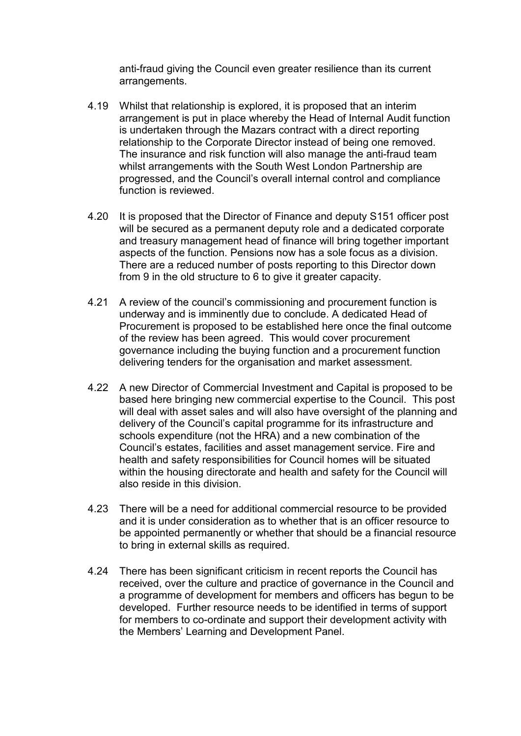anti-fraud giving the Council even greater resilience than its current arrangements.

4.19 Whilst that relationship is explored, it is proposed that an interim arrangement is put in place whereby the Head of Internal Audit function is undertaken through the Mazars contract with a direct reporting relationship to the Corporate Director instead of being one removed. The insurance and risk function will also manage the anti-fraud team whilst arrangements with the South West London Partnership are progressed, and the Council's overall internal control and compliance function is reviewed.

4.20 It is proposed that the Director of Finance and deputy S151 officer post will be secured as a permanent deputy role and a dedicated corporate and treasury management head of finance will bring together important aspects of the function. Pensions now has a sole focus as a division. There are a reduced number of posts reporting to this Director down from 9 in the old structure to 6 to give it greater capacity.

4.21 A review of the council's commissioning and procurement function is underway and is imminently due to conclude. A dedicated Head of Procurement is proposed to be established here once the final outcome of the review has been agreed. This would cover procurement governance including the buying function and a procurement function delivering tenders for the organisation and market assessment.

4.22 A new Director of Commercial Investment and Capital is proposed to be based here bringing new commercial expertise to the Council. This post will deal with asset sales and will also have oversight of the planning and delivery of the Council's capital programme for its infrastructure and schools expenditure (not the HRA) and a new combination of the Council's estates, facilities and asset management service. Fire and health and safety responsibilities for Council homes will be situated within the housing directorate and health and safety for the Council will also reside in this division.

4.23 There will be a need for additional commercial resource to be provided and it is under consideration as to whether that is an officer resource to be appointed permanently or whether that should be a financial resource to bring in external skills as required.

4.24 There has been significant criticism in recent reports the Council has received, over the culture and practice of governance in the Council and a programme of development for members and officers has begun to be developed. Further resource needs to be identified in terms of support for members to co-ordinate and support their development activity with the Members' Learning and Development Panel.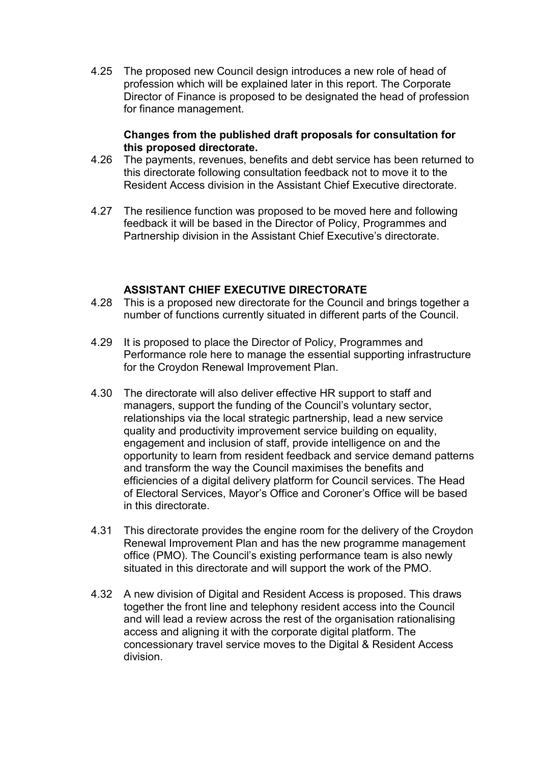4.25 The proposed new Council design introduces a new role of head of profession which will be explained later in this report. The Corporate Director of Finance is proposed to be designated the head of profession for finance management.

**Changes from the published draft proposals for consultation for this proposed directorate.**

4.26 The payments, revenues, benefits and debt service has been returned to this directorate following consultation feedback not to move it to the Resident Access division in the Assistant Chief Executive directorate.

4.27 The resilience function was proposed to be moved here and following feedback it will be based in the Director of Policy, Programmes and Partnership division in the Assistant Chief Executive's directorate.

**ASSISTANT CHIEF EXECUTIVE DIRECTORATE**

4.28 This is a proposed new directorate for the Council and brings together a number of functions currently situated in different parts of the Council.

4.29 It is proposed to place the Director of Policy, Programmes and Performance role here to manage the essential supporting infrastructure for the Croydon Renewal Improvement Plan.

4.30 The directorate will also deliver effective HR support to staff and managers, support the funding of the Council's voluntary sector, relationships via the local strategic partnership, lead a new service quality and productivity improvement service building on equality, engagement and inclusion of staff, provide intelligence on and the opportunity to learn from resident feedback and service demand patterns and transform the way the Council maximises the benefits and efficiencies of a digital delivery platform for Council services. The Head of Electoral Services, Mayor's Office and Coroner's Office will be based in this directorate.

4.31 This directorate provides the engine room for the delivery of the Croydon Renewal Improvement Plan and has the new programme management office (PMO). The Council's existing performance team is also newly situated in this directorate and will support the work of the PMO.

4.32 A new division of Digital and Resident Access is proposed. This draws together the front line and telephony resident access into the Council and will lead a review across the rest of the organisation rationalising access and aligning it with the corporate digital platform. The concessionary travel service moves to the Digital & Resident Access division.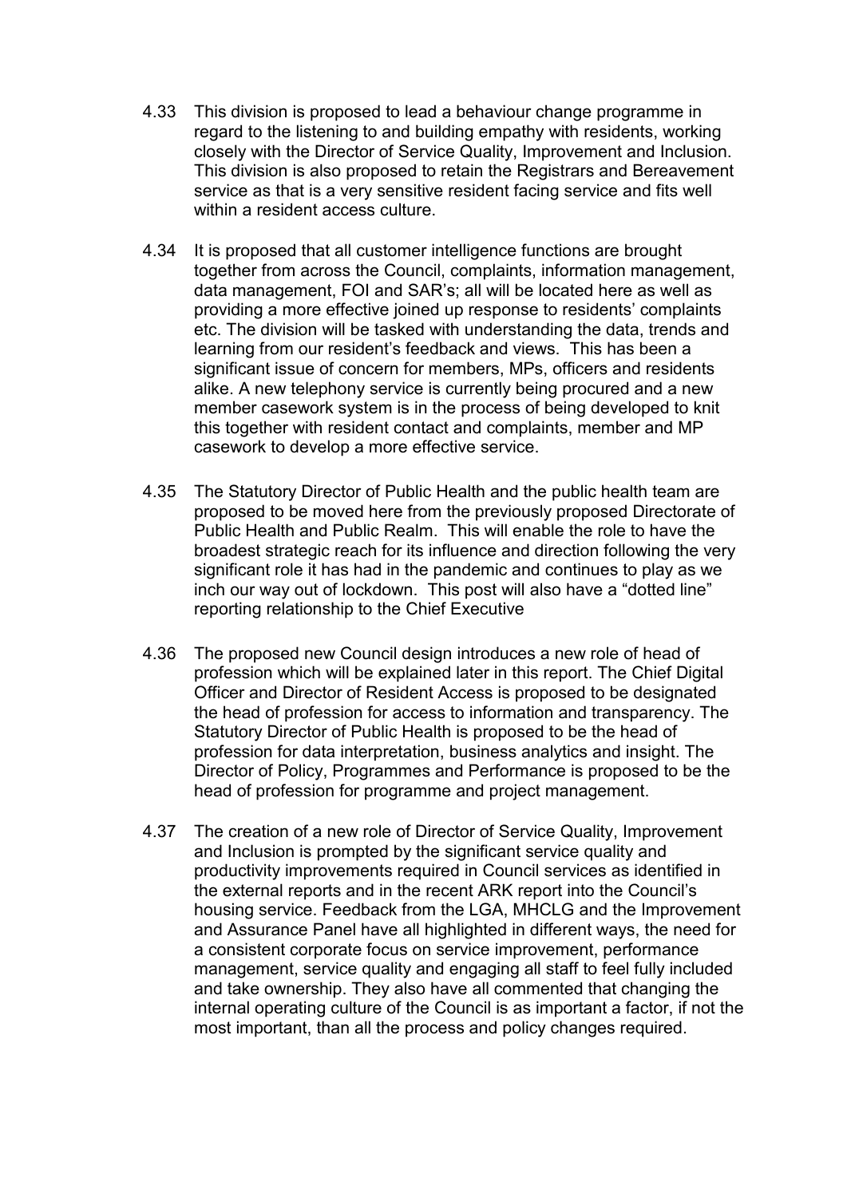4.33 This division is proposed to lead a behaviour change programme in regard to the listening to and building empathy with residents, working closely with the Director of Service Quality, Improvement and Inclusion. This division is also proposed to retain the Registrars and Bereavement service as that is a very sensitive resident facing service and fits well within a resident access culture.

4.34 It is proposed that all customer intelligence functions are brought together from across the Council, complaints, information management, data management, FOI and SAR's; all will be located here as well as providing a more effective joined up response to residents' complaints etc. The division will be tasked with understanding the data, trends and learning from our resident's feedback and views. This has been a significant issue of concern for members, MPs, officers and residents alike. A new telephony service is currently being procured and a new member casework system is in the process of being developed to knit this together with resident contact and complaints, member and MP casework to develop a more effective service.

4.35 The Statutory Director of Public Health and the public health team are proposed to be moved here from the previously proposed Directorate of Public Health and Public Realm. This will enable the role to have the broadest strategic reach for its influence and direction following the very significant role it has had in the pandemic and continues to play as we inch our way out of lockdown. This post will also have a "dotted line" reporting relationship to the Chief Executive

4.36 The proposed new Council design introduces a new role of head of profession which will be explained later in this report. The Chief Digital Officer and Director of Resident Access is proposed to be designated the head of profession for access to information and transparency. The Statutory Director of Public Health is proposed to be the head of profession for data interpretation, business analytics and insight. The Director of Policy, Programmes and Performance is proposed to be the head of profession for programme and project management.

4.37 The creation of a new role of Director of Service Quality, Improvement and Inclusion is prompted by the significant service quality and productivity improvements required in Council services as identified in the external reports and in the recent ARK report into the Council's housing service. Feedback from the LGA, MHCLG and the Improvement and Assurance Panel have all highlighted in different ways, the need for a consistent corporate focus on service improvement, performance management, service quality and engaging all staff to feel fully included and take ownership. They also have all commented that changing the internal operating culture of the Council is as important a factor, if not the most important, than all the process and policy changes required.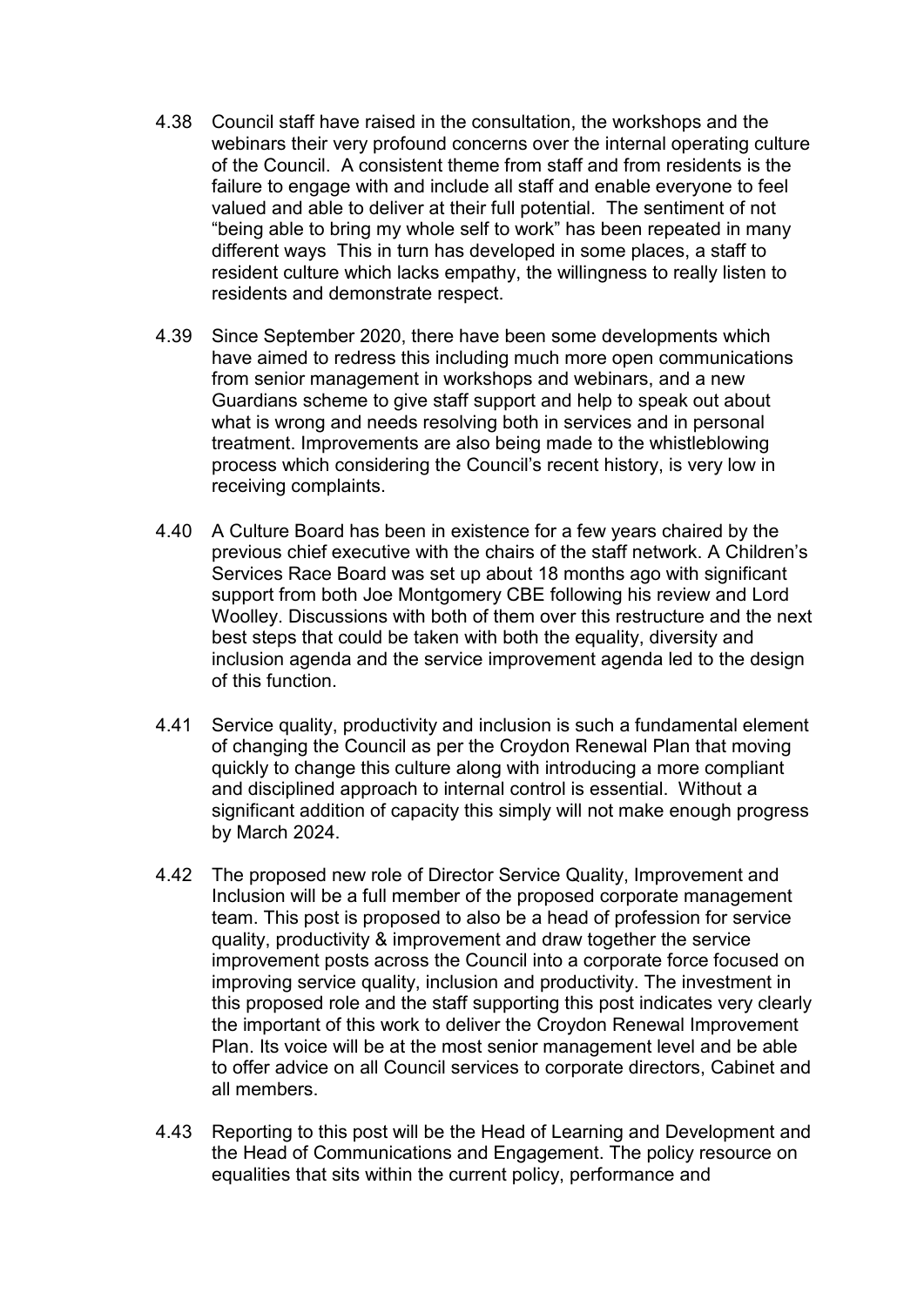4.38 Council staff have raised in the consultation, the workshops and the webinars their very profound concerns over the internal operating culture of the Council. A consistent theme from staff and from residents is the failure to engage with and include all staff and enable everyone to feel valued and able to deliver at their full potential. The sentiment of not "being able to bring my whole self to work" has been repeated in many different ways This in turn has developed in some places, a staff to resident culture which lacks empathy, the willingness to really listen to residents and demonstrate respect.

4.39 Since September 2020, there have been some developments which have aimed to redress this including much more open communications from senior management in workshops and webinars, and a new Guardians scheme to give staff support and help to speak out about what is wrong and needs resolving both in services and in personal treatment. Improvements are also being made to the whistleblowing process which considering the Council's recent history, is very low in receiving complaints.

4.40 A Culture Board has been in existence for a few years chaired by the previous chief executive with the chairs of the staff network. A Children's Services Race Board was set up about 18 months ago with significant support from both Joe Montgomery CBE following his review and Lord Woolley. Discussions with both of them over this restructure and the next best steps that could be taken with both the equality, diversity and inclusion agenda and the service improvement agenda led to the design of this function.

4.41 Service quality, productivity and inclusion is such a fundamental element of changing the Council as per the Croydon Renewal Plan that moving quickly to change this culture along with introducing a more compliant and disciplined approach to internal control is essential. Without a significant addition of capacity this simply will not make enough progress by March 2024.

4.42 The proposed new role of Director Service Quality, Improvement and Inclusion will be a full member of the proposed corporate management team. This post is proposed to also be a head of profession for service quality, productivity & improvement and draw together the service improvement posts across the Council into a corporate force focused on improving service quality, inclusion and productivity. The investment in this proposed role and the staff supporting this post indicates very clearly the important of this work to deliver the Croydon Renewal Improvement Plan. Its voice will be at the most senior management level and be able to offer advice on all Council services to corporate directors, Cabinet and all members.

4.43 Reporting to this post will be the Head of Learning and Development and the Head of Communications and Engagement. The policy resource on equalities that sits within the current policy, performance and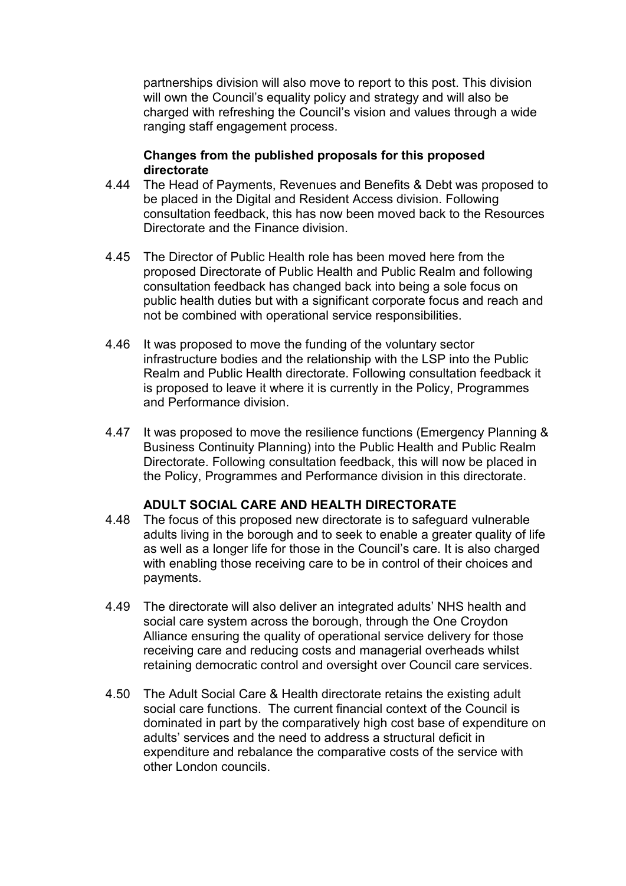partnerships division will also move to report to this post. This division will own the Council's equality policy and strategy and will also be charged with refreshing the Council's vision and values through a wide ranging staff engagement process.

**Changes from the published proposals for this proposed directorate**

4.44 The Head of Payments, Revenues and Benefits & Debt was proposed to be placed in the Digital and Resident Access division. Following consultation feedback, this has now been moved back to the Resources Directorate and the Finance division.

4.45 The Director of Public Health role has been moved here from the proposed Directorate of Public Health and Public Realm and following consultation feedback has changed back into being a sole focus on public health duties but with a significant corporate focus and reach and not be combined with operational service responsibilities.

4.46 It was proposed to move the funding of the voluntary sector infrastructure bodies and the relationship with the LSP into the Public Realm and Public Health directorate. Following consultation feedback it is proposed to leave it where it is currently in the Policy, Programmes and Performance division.

4.47 It was proposed to move the resilience functions (Emergency Planning & Business Continuity Planning) into the Public Health and Public Realm Directorate. Following consultation feedback, this will now be placed in the Policy, Programmes and Performance division in this directorate.

**ADULT SOCIAL CARE AND HEALTH DIRECTORATE**

4.48 The focus of this proposed new directorate is to safeguard vulnerable adults living in the borough and to seek to enable a greater quality of life as well as a longer life for those in the Council's care. It is also charged with enabling those receiving care to be in control of their choices and payments.

4.49 The directorate will also deliver an integrated adults' NHS health and social care system across the borough, through the One Croydon Alliance ensuring the quality of operational service delivery for those receiving care and reducing costs and managerial overheads whilst retaining democratic control and oversight over Council care services.

4.50 The Adult Social Care & Health directorate retains the existing adult social care functions. The current financial context of the Council is dominated in part by the comparatively high cost base of expenditure on adults' services and the need to address a structural deficit in expenditure and rebalance the comparative costs of the service with other London councils.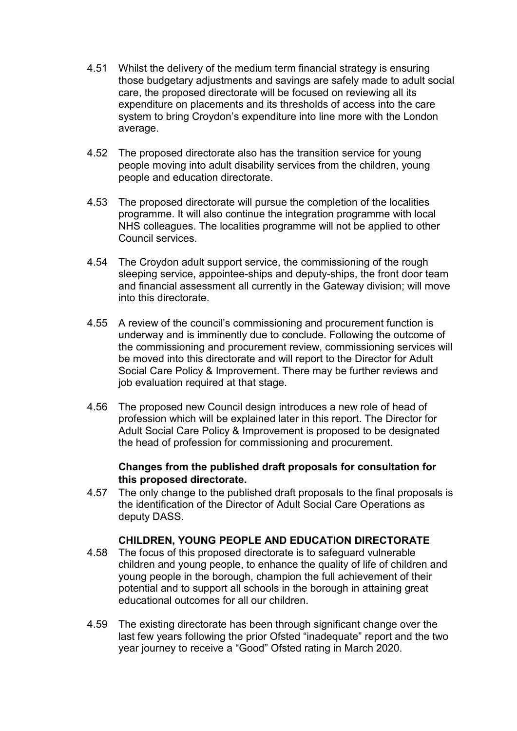4.51 Whilst the delivery of the medium term financial strategy is ensuring those budgetary adjustments and savings are safely made to adult social care, the proposed directorate will be focused on reviewing all its expenditure on placements and its thresholds of access into the care system to bring Croydon's expenditure into line more with the London average.

4.52 The proposed directorate also has the transition service for young people moving into adult disability services from the children, young people and education directorate.

4.53 The proposed directorate will pursue the completion of the localities programme. It will also continue the integration programme with local NHS colleagues. The localities programme will not be applied to other Council services.

4.54 The Croydon adult support service, the commissioning of the rough sleeping service, appointee-ships and deputy-ships, the front door team and financial assessment all currently in the Gateway division; will move into this directorate.

4.55 A review of the council's commissioning and procurement function is underway and is imminently due to conclude. Following the outcome of the commissioning and procurement review, commissioning services will be moved into this directorate and will report to the Director for Adult Social Care Policy & Improvement. There may be further reviews and job evaluation required at that stage.

4.56 The proposed new Council design introduces a new role of head of profession which will be explained later in this report. The Director for Adult Social Care Policy & Improvement is proposed to be designated the head of profession for commissioning and procurement.

**Changes from the published draft proposals for consultation for this proposed directorate.**

4.57 The only change to the published draft proposals to the final proposals is the identification of the Director of Adult Social Care Operations as deputy DASS.

**CHILDREN, YOUNG PEOPLE AND EDUCATION DIRECTORATE**

4.58 The focus of this proposed directorate is to safeguard vulnerable children and young people, to enhance the quality of life of children and young people in the borough, champion the full achievement of their potential and to support all schools in the borough in attaining great educational outcomes for all our children.

4.59 The existing directorate has been through significant change over the last few years following the prior Ofsted "inadequate" report and the two year journey to receive a "Good" Ofsted rating in March 2020.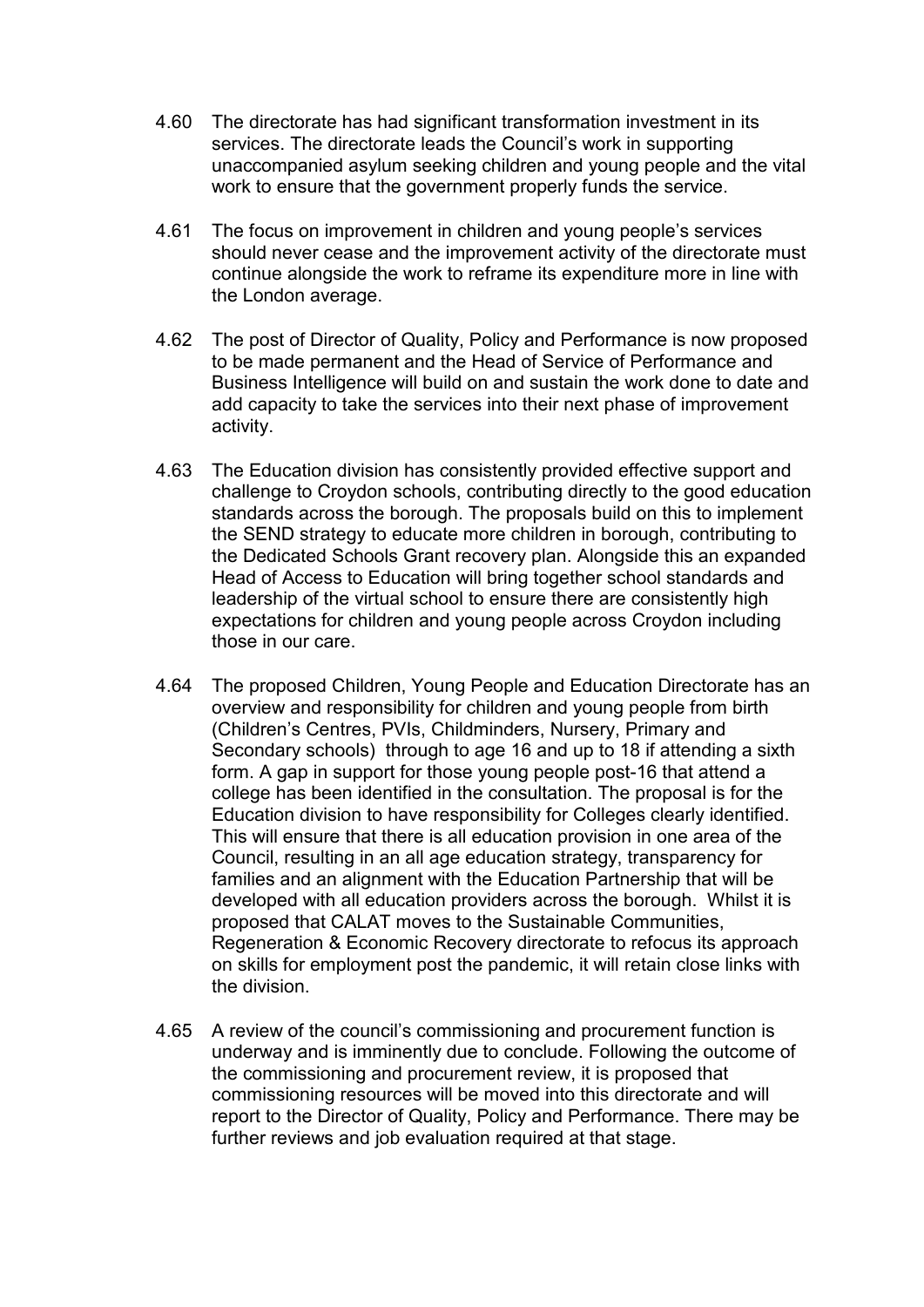4.60 The directorate has had significant transformation investment in its services. The directorate leads the Council's work in supporting unaccompanied asylum seeking children and young people and the vital work to ensure that the government properly funds the service.

4.61 The focus on improvement in children and young people's services should never cease and the improvement activity of the directorate must continue alongside the work to reframe its expenditure more in line with the London average.

4.62 The post of Director of Quality, Policy and Performance is now proposed to be made permanent and the Head of Service of Performance and Business Intelligence will build on and sustain the work done to date and add capacity to take the services into their next phase of improvement activity.

4.63 The Education division has consistently provided effective support and challenge to Croydon schools, contributing directly to the good education standards across the borough. The proposals build on this to implement the SEND strategy to educate more children in borough, contributing to the Dedicated Schools Grant recovery plan. Alongside this an expanded Head of Access to Education will bring together school standards and leadership of the virtual school to ensure there are consistently high expectations for children and young people across Croydon including those in our care.

4.64 The proposed Children, Young People and Education Directorate has an overview and responsibility for children and young people from birth (Children's Centres, PVIs, Childminders, Nursery, Primary and Secondary schools) through to age 16 and up to 18 if attending a sixth form. A gap in support for those young people post-16 that attend a college has been identified in the consultation. The proposal is for the Education division to have responsibility for Colleges clearly identified. This will ensure that there is all education provision in one area of the Council, resulting in an all age education strategy, transparency for families and an alignment with the Education Partnership that will be developed with all education providers across the borough. Whilst it is proposed that CALAT moves to the Sustainable Communities, Regeneration & Economic Recovery directorate to refocus its approach on skills for employment post the pandemic, it will retain close links with the division.

4.65 A review of the council's commissioning and procurement function is underway and is imminently due to conclude. Following the outcome of the commissioning and procurement review, it is proposed that commissioning resources will be moved into this directorate and will report to the Director of Quality, Policy and Performance. There may be further reviews and job evaluation required at that stage.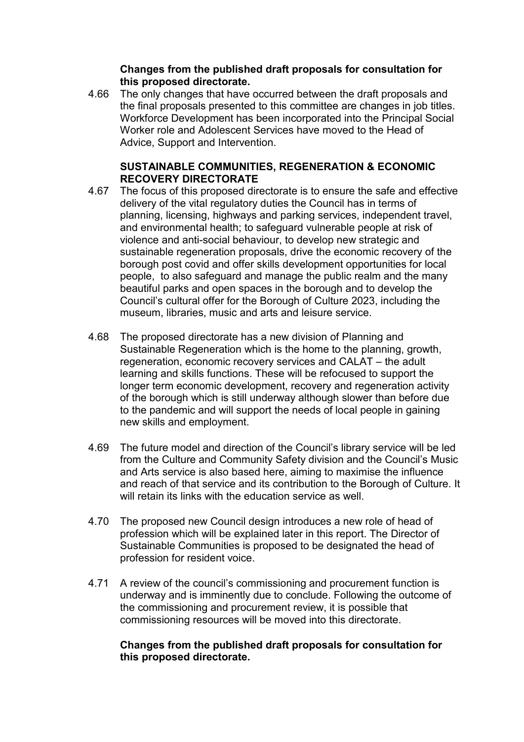**Changes from the published draft proposals for consultation for this proposed directorate.**

4.66 The only changes that have occurred between the draft proposals and the final proposals presented to this committee are changes in job titles. Workforce Development has been incorporated into the Principal Social Worker role and Adolescent Services have moved to the Head of Advice, Support and Intervention.

**SUSTAINABLE COMMUNITIES, REGENERATION & ECONOMIC RECOVERY DIRECTORATE**

4.67 The focus of this proposed directorate is to ensure the safe and effective delivery of the vital regulatory duties the Council has in terms of planning, licensing, highways and parking services, independent travel, and environmental health; to safeguard vulnerable people at risk of violence and anti-social behaviour, to develop new strategic and sustainable regeneration proposals, drive the economic recovery of the borough post covid and offer skills development opportunities for local people, to also safeguard and manage the public realm and the many beautiful parks and open spaces in the borough and to develop the Council's cultural offer for the Borough of Culture 2023, including the museum, libraries, music and arts and leisure service.

4.68 The proposed directorate has a new division of Planning and Sustainable Regeneration which is the home to the planning, growth, regeneration, economic recovery services and CALAT – the adult learning and skills functions. These will be refocused to support the longer term economic development, recovery and regeneration activity of the borough which is still underway although slower than before due to the pandemic and will support the needs of local people in gaining new skills and employment.

4.69 The future model and direction of the Council's library service will be led from the Culture and Community Safety division and the Council's Music and Arts service is also based here, aiming to maximise the influence and reach of that service and its contribution to the Borough of Culture. It will retain its links with the education service as well.

4.70 The proposed new Council design introduces a new role of head of profession which will be explained later in this report. The Director of Sustainable Communities is proposed to be designated the head of profession for resident voice.

4.71 A review of the council's commissioning and procurement function is underway and is imminently due to conclude. Following the outcome of the commissioning and procurement review, it is possible that commissioning resources will be moved into this directorate.

**Changes from the published draft proposals for consultation for this proposed directorate.**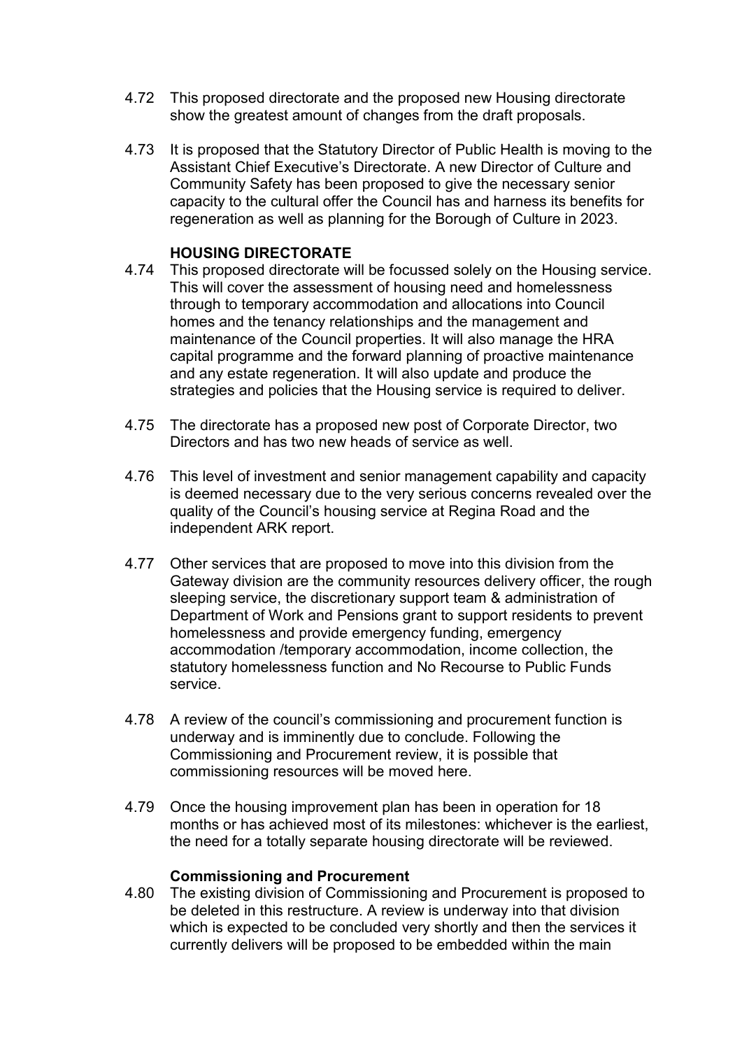4.72 This proposed directorate and the proposed new Housing directorate show the greatest amount of changes from the draft proposals.

4.73 It is proposed that the Statutory Director of Public Health is moving to the Assistant Chief Executive's Directorate. A new Director of Culture and Community Safety has been proposed to give the necessary senior capacity to the cultural offer the Council has and harness its benefits for regeneration as well as planning for the Borough of Culture in 2023.

**HOUSING DIRECTORATE**

4.74 This proposed directorate will be focussed solely on the Housing service. This will cover the assessment of housing need and homelessness through to temporary accommodation and allocations into Council homes and the tenancy relationships and the management and maintenance of the Council properties. It will also manage the HRA capital programme and the forward planning of proactive maintenance and any estate regeneration. It will also update and produce the strategies and policies that the Housing service is required to deliver.

4.75 The directorate has a proposed new post of Corporate Director, two Directors and has two new heads of service as well.

4.76 This level of investment and senior management capability and capacity is deemed necessary due to the very serious concerns revealed over the quality of the Council's housing service at Regina Road and the independent ARK report.

4.77 Other services that are proposed to move into this division from the Gateway division are the community resources delivery officer, the rough sleeping service, the discretionary support team & administration of Department of Work and Pensions grant to support residents to prevent homelessness and provide emergency funding, emergency accommodation /temporary accommodation, income collection, the statutory homelessness function and No Recourse to Public Funds service.

4.78 A review of the council's commissioning and procurement function is underway and is imminently due to conclude. Following the Commissioning and Procurement review, it is possible that commissioning resources will be moved here.

4.79 Once the housing improvement plan has been in operation for 18 months or has achieved most of its milestones: whichever is the earliest, the need for a totally separate housing directorate will be reviewed.

**Commissioning and Procurement**

4.80 The existing division of Commissioning and Procurement is proposed to be deleted in this restructure. A review is underway into that division which is expected to be concluded very shortly and then the services it currently delivers will be proposed to be embedded within the main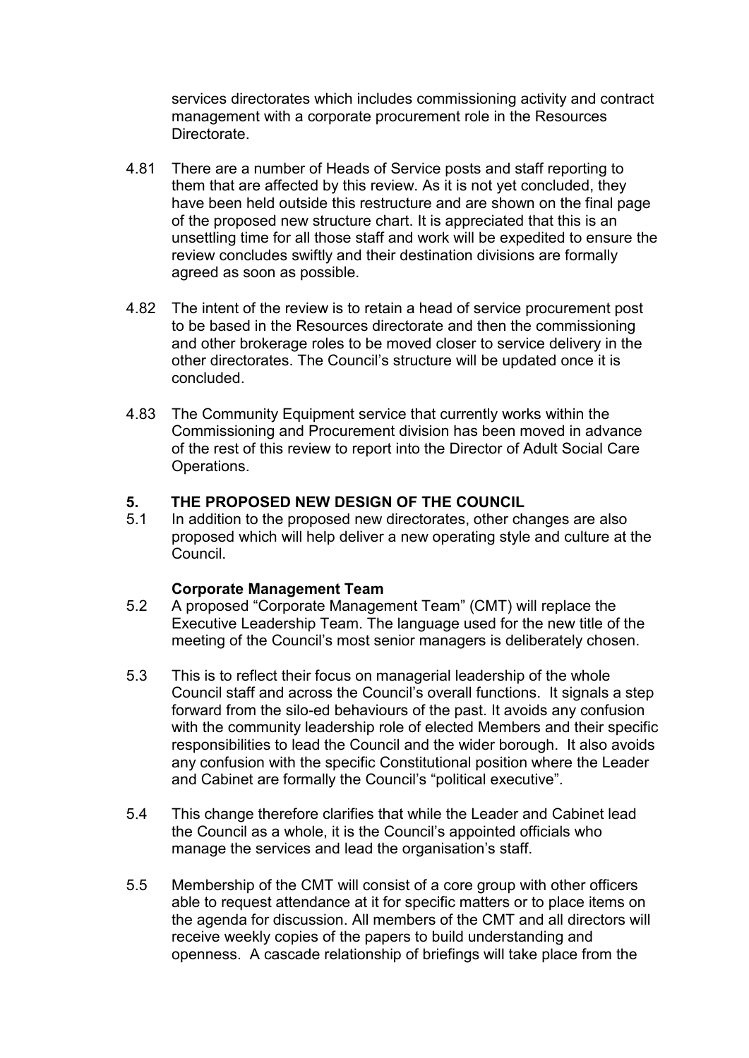services directorates which includes commissioning activity and contract management with a corporate procurement role in the Resources Directorate.

4.81 There are a number of Heads of Service posts and staff reporting to them that are affected by this review. As it is not yet concluded, they have been held outside this restructure and are shown on the final page of the proposed new structure chart. It is appreciated that this is an unsettling time for all those staff and work will be expedited to ensure the review concludes swiftly and their destination divisions are formally agreed as soon as possible.

4.82 The intent of the review is to retain a head of service procurement post to be based in the Resources directorate and then the commissioning and other brokerage roles to be moved closer to service delivery in the other directorates. The Council's structure will be updated once it is concluded.

4.83 The Community Equipment service that currently works within the Commissioning and Procurement division has been moved in advance of the rest of this review to report into the Director of Adult Social Care Operations.

## 5. THE PROPOSED NEW DESIGN OF THE COUNCIL

5.1 In addition to the proposed new directorates, other changes are also proposed which will help deliver a new operating style and culture at the Council.

### Corporate Management Team

5.2 A proposed "Corporate Management Team" (CMT) will replace the Executive Leadership Team. The language used for the new title of the meeting of the Council's most senior managers is deliberately chosen.

5.3 This is to reflect their focus on managerial leadership of the whole Council staff and across the Council's overall functions. It signals a step forward from the silo-ed behaviours of the past. It avoids any confusion with the community leadership role of elected Members and their specific responsibilities to lead the Council and the wider borough. It also avoids any confusion with the specific Constitutional position where the Leader and Cabinet are formally the Council's "political executive".

5.4 This change therefore clarifies that while the Leader and Cabinet lead the Council as a whole, it is the Council's appointed officials who manage the services and lead the organisation's staff.

5.5 Membership of the CMT will consist of a core group with other officers able to request attendance at it for specific matters or to place items on the agenda for discussion. All members of the CMT and all directors will receive weekly copies of the papers to build understanding and openness. A cascade relationship of briefings will take place from the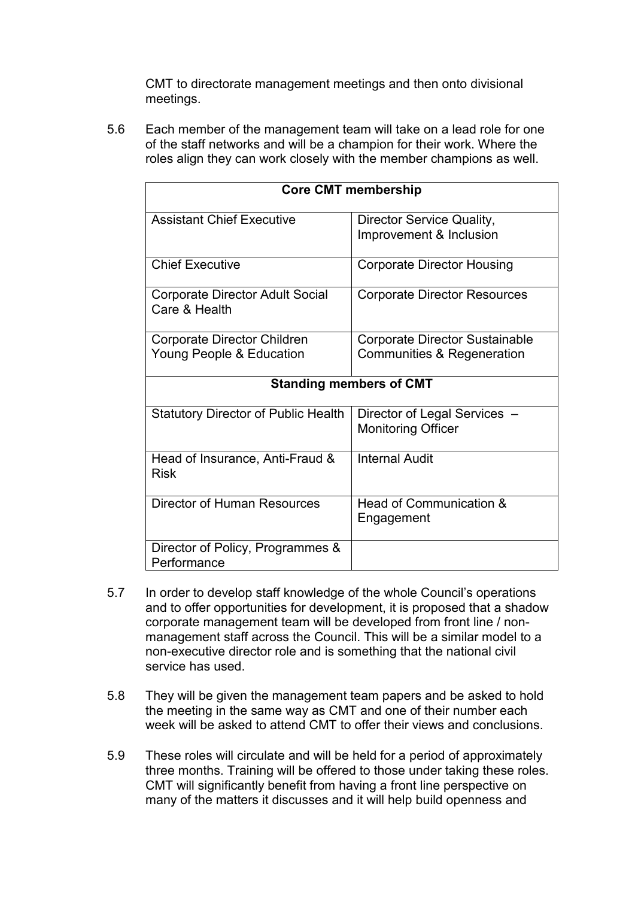CMT to directorate management meetings and then onto divisional meetings.

5.6 Each member of the management team will take on a lead role for one of the staff networks and will be a champion for their work. Where the roles align they can work closely with the member champions as well.

| | |
|---|---|
| **Core CMT membership** | |
| Assistant Chief Executive | Director Service Quality, Improvement & Inclusion |
| Chief Executive | Corporate Director Housing |
| Corporate Director Adult Social Care & Health | Corporate Director Resources |
| Corporate Director Children Young People & Education | Corporate Director Sustainable Communities & Regeneration |
| **Standing members of CMT** | |
| Statutory Director of Public Health | Director of Legal Services – Monitoring Officer |
| Head of Insurance, Anti-Fraud & Risk | Internal Audit |
| Director of Human Resources | Head of Communication & Engagement |
| Director of Policy, Programmes & Performance | |

5.7 In order to develop staff knowledge of the whole Council's operations and to offer opportunities for development, it is proposed that a shadow corporate management team will be developed from front line / non-management staff across the Council. This will be a similar model to a non-executive director role and is something that the national civil service has used.

5.8 They will be given the management team papers and be asked to hold the meeting in the same way as CMT and one of their number each week will be asked to attend CMT to offer their views and conclusions.

5.9 These roles will circulate and will be held for a period of approximately three months. Training will be offered to those under taking these roles. CMT will significantly benefit from having a front line perspective on many of the matters it discusses and it will help build openness and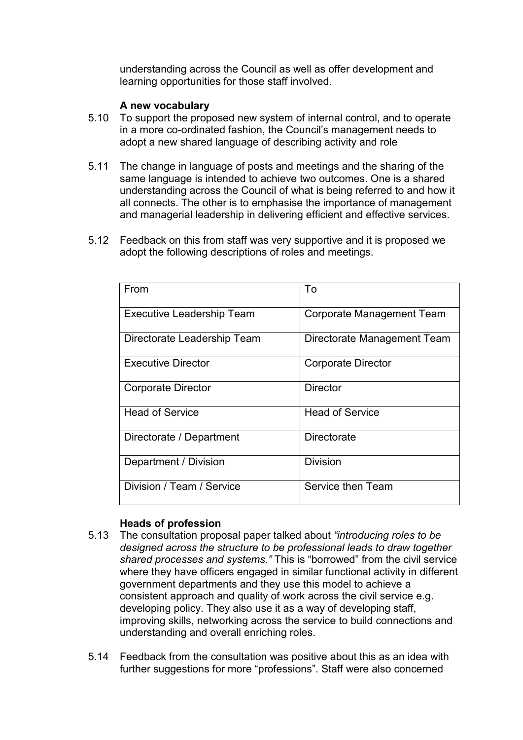understanding across the Council as well as offer development and learning opportunities for those staff involved.

**A new vocabulary**

5.10 To support the proposed new system of internal control, and to operate in a more co-ordinated fashion, the Council's management needs to adopt a new shared language of describing activity and role

5.11 The change in language of posts and meetings and the sharing of the same language is intended to achieve two outcomes. One is a shared understanding across the Council of what is being referred to and how it all connects. The other is to emphasise the importance of management and managerial leadership in delivering efficient and effective services.

5.12 Feedback on this from staff was very supportive and it is proposed we adopt the following descriptions of roles and meetings.

| From | To |
|---|---|
| Executive Leadership Team | Corporate Management Team |
| Directorate Leadership Team | Directorate Management Team |
| Executive Director | Corporate Director |
| Corporate Director | Director |
| Head of Service | Head of Service |
| Directorate / Department | Directorate |
| Department / Division | Division |
| Division / Team / Service | Service then Team |

**Heads of profession**

5.13 The consultation proposal paper talked about *"introducing roles to be designed across the structure to be professional leads to draw together shared processes and systems."* This is "borrowed" from the civil service where they have officers engaged in similar functional activity in different government departments and they use this model to achieve a consistent approach and quality of work across the civil service e.g. developing policy. They also use it as a way of developing staff, improving skills, networking across the service to build connections and understanding and overall enriching roles.

5.14 Feedback from the consultation was positive about this as an idea with further suggestions for more "professions". Staff were also concerned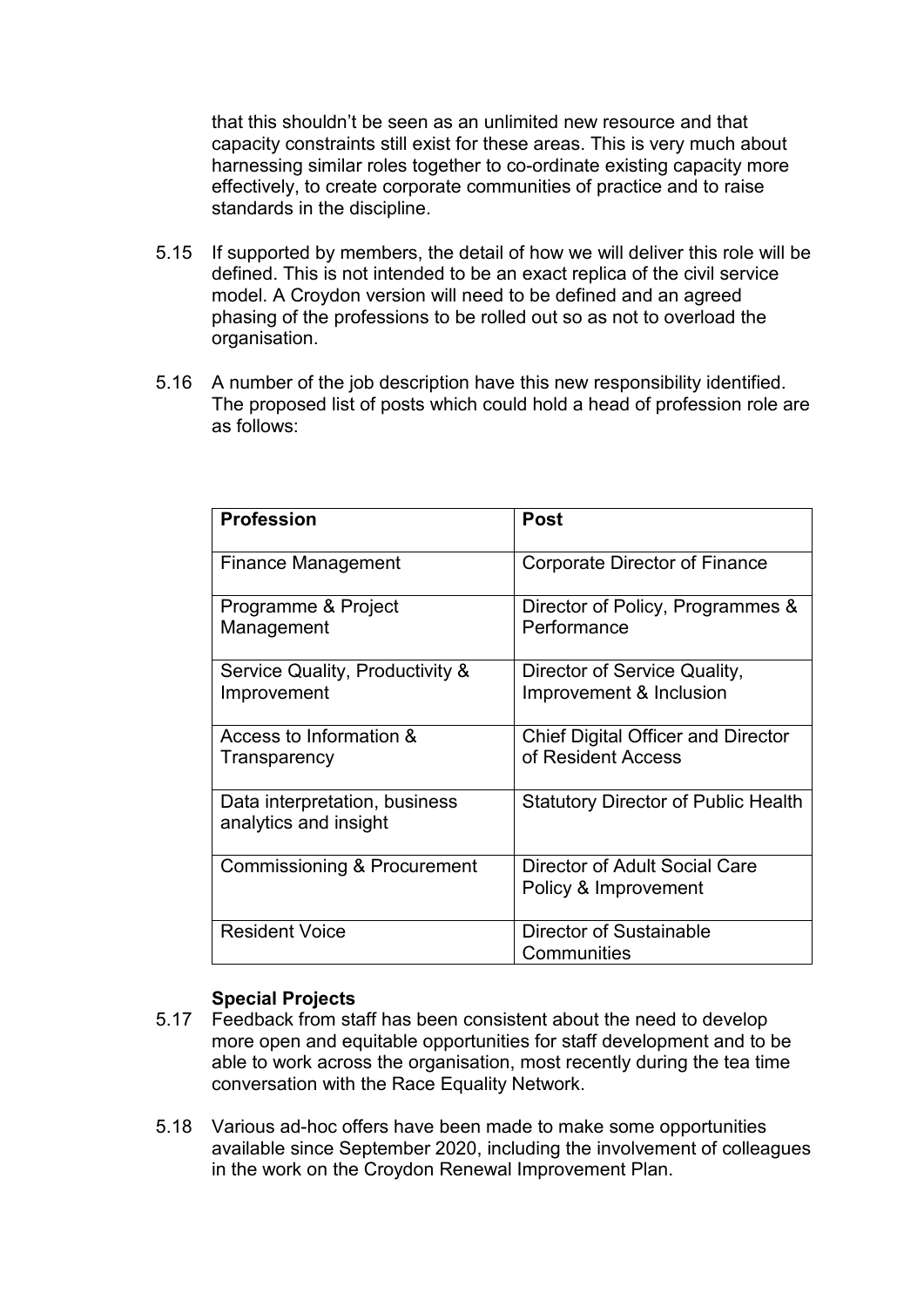that this shouldn't be seen as an unlimited new resource and that capacity constraints still exist for these areas. This is very much about harnessing similar roles together to co-ordinate existing capacity more effectively, to create corporate communities of practice and to raise standards in the discipline.

5.15 If supported by members, the detail of how we will deliver this role will be defined. This is not intended to be an exact replica of the civil service model. A Croydon version will need to be defined and an agreed phasing of the professions to be rolled out so as not to overload the organisation.

5.16 A number of the job description have this new responsibility identified. The proposed list of posts which could hold a head of profession role are as follows:

| **Profession** | **Post** |
|---|---|
| Finance Management | Corporate Director of Finance |
| Programme & Project Management | Director of Policy, Programmes & Performance |
| Service Quality, Productivity & Improvement | Director of Service Quality, Improvement & Inclusion |
| Access to Information & Transparency | Chief Digital Officer and Director of Resident Access |
| Data interpretation, business analytics and insight | Statutory Director of Public Health |
| Commissioning & Procurement | Director of Adult Social Care Policy & Improvement |
| Resident Voice | Director of Sustainable Communities |

**Special Projects**

5.17 Feedback from staff has been consistent about the need to develop more open and equitable opportunities for staff development and to be able to work across the organisation, most recently during the tea time conversation with the Race Equality Network.

5.18 Various ad-hoc offers have been made to make some opportunities available since September 2020, including the involvement of colleagues in the work on the Croydon Renewal Improvement Plan.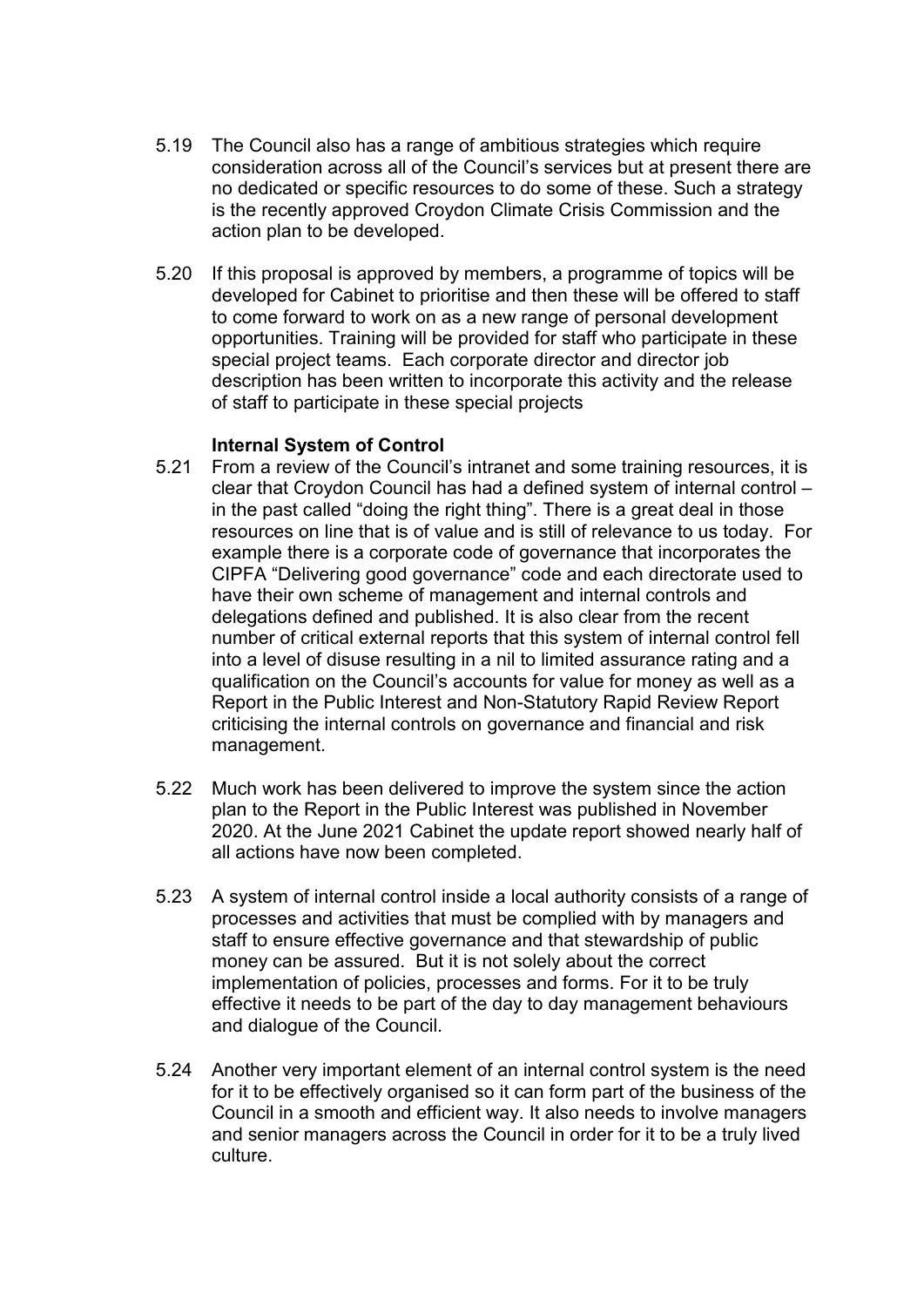5.19 The Council also has a range of ambitious strategies which require consideration across all of the Council's services but at present there are no dedicated or specific resources to do some of these. Such a strategy is the recently approved Croydon Climate Crisis Commission and the action plan to be developed.

5.20 If this proposal is approved by members, a programme of topics will be developed for Cabinet to prioritise and then these will be offered to staff to come forward to work on as a new range of personal development opportunities. Training will be provided for staff who participate in these special project teams. Each corporate director and director job description has been written to incorporate this activity and the release of staff to participate in these special projects

**Internal System of Control**

5.21 From a review of the Council's intranet and some training resources, it is clear that Croydon Council has had a defined system of internal control – in the past called "doing the right thing". There is a great deal in those resources on line that is of value and is still of relevance to us today. For example there is a corporate code of governance that incorporates the CIPFA "Delivering good governance" code and each directorate used to have their own scheme of management and internal controls and delegations defined and published. It is also clear from the recent number of critical external reports that this system of internal control fell into a level of disuse resulting in a nil to limited assurance rating and a qualification on the Council's accounts for value for money as well as a Report in the Public Interest and Non-Statutory Rapid Review Report criticising the internal controls on governance and financial and risk management.

5.22 Much work has been delivered to improve the system since the action plan to the Report in the Public Interest was published in November 2020. At the June 2021 Cabinet the update report showed nearly half of all actions have now been completed.

5.23 A system of internal control inside a local authority consists of a range of processes and activities that must be complied with by managers and staff to ensure effective governance and that stewardship of public money can be assured. But it is not solely about the correct implementation of policies, processes and forms. For it to be truly effective it needs to be part of the day to day management behaviours and dialogue of the Council.

5.24 Another very important element of an internal control system is the need for it to be effectively organised so it can form part of the business of the Council in a smooth and efficient way. It also needs to involve managers and senior managers across the Council in order for it to be a truly lived culture.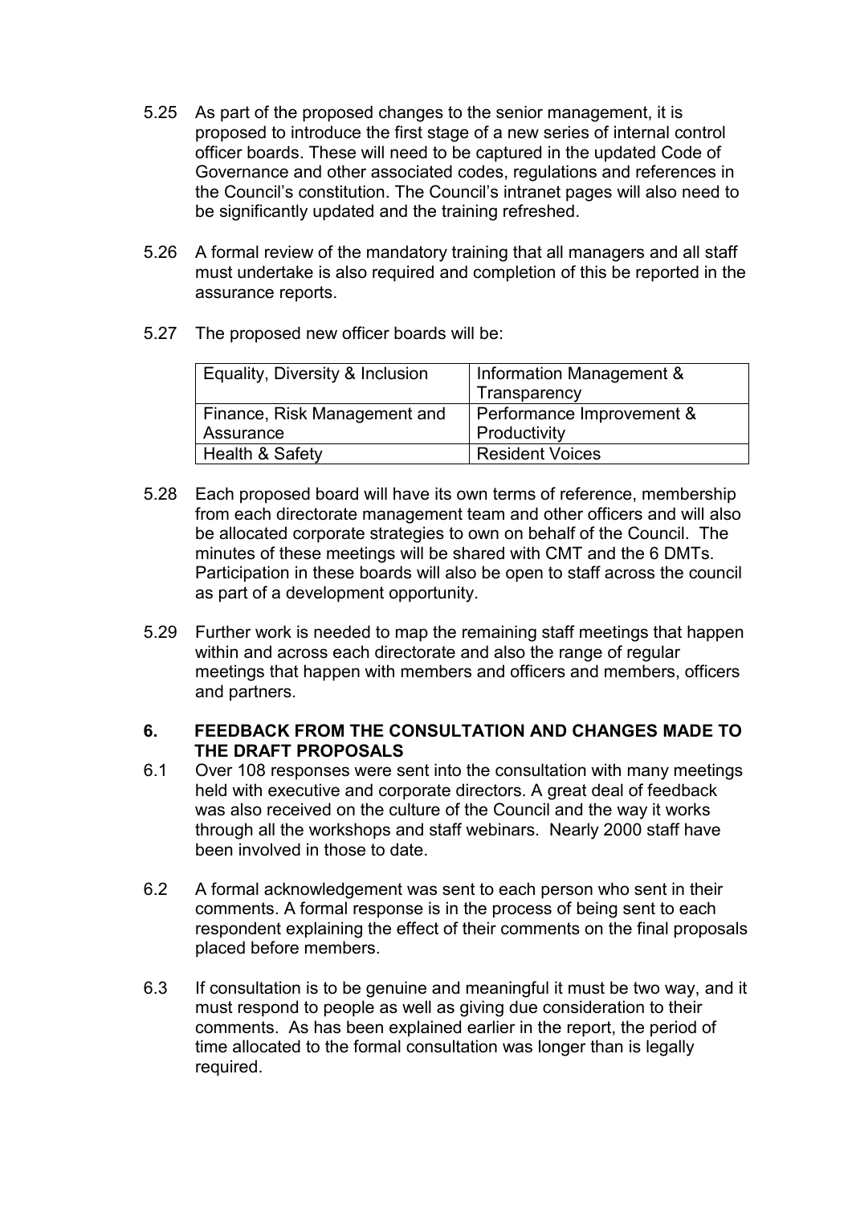5.25 As part of the proposed changes to the senior management, it is proposed to introduce the first stage of a new series of internal control officer boards. These will need to be captured in the updated Code of Governance and other associated codes, regulations and references in the Council's constitution. The Council's intranet pages will also need to be significantly updated and the training refreshed.

5.26 A formal review of the mandatory training that all managers and all staff must undertake is also required and completion of this be reported in the assurance reports.

5.27 The proposed new officer boards will be:

| | |
|---|---|
| Equality, Diversity & Inclusion | Information Management & Transparency |
| Finance, Risk Management and Assurance | Performance Improvement & Productivity |
| Health & Safety | Resident Voices |

5.28 Each proposed board will have its own terms of reference, membership from each directorate management team and other officers and will also be allocated corporate strategies to own on behalf of the Council. The minutes of these meetings will be shared with CMT and the 6 DMTs. Participation in these boards will also be open to staff across the council as part of a development opportunity.

5.29 Further work is needed to map the remaining staff meetings that happen within and across each directorate and also the range of regular meetings that happen with members and officers and members, officers and partners.

## 6. FEEDBACK FROM THE CONSULTATION AND CHANGES MADE TO THE DRAFT PROPOSALS

6.1 Over 108 responses were sent into the consultation with many meetings held with executive and corporate directors. A great deal of feedback was also received on the culture of the Council and the way it works through all the workshops and staff webinars. Nearly 2000 staff have been involved in those to date.

6.2 A formal acknowledgement was sent to each person who sent in their comments. A formal response is in the process of being sent to each respondent explaining the effect of their comments on the final proposals placed before members.

6.3 If consultation is to be genuine and meaningful it must be two way, and it must respond to people as well as giving due consideration to their comments. As has been explained earlier in the report, the period of time allocated to the formal consultation was longer than is legally required.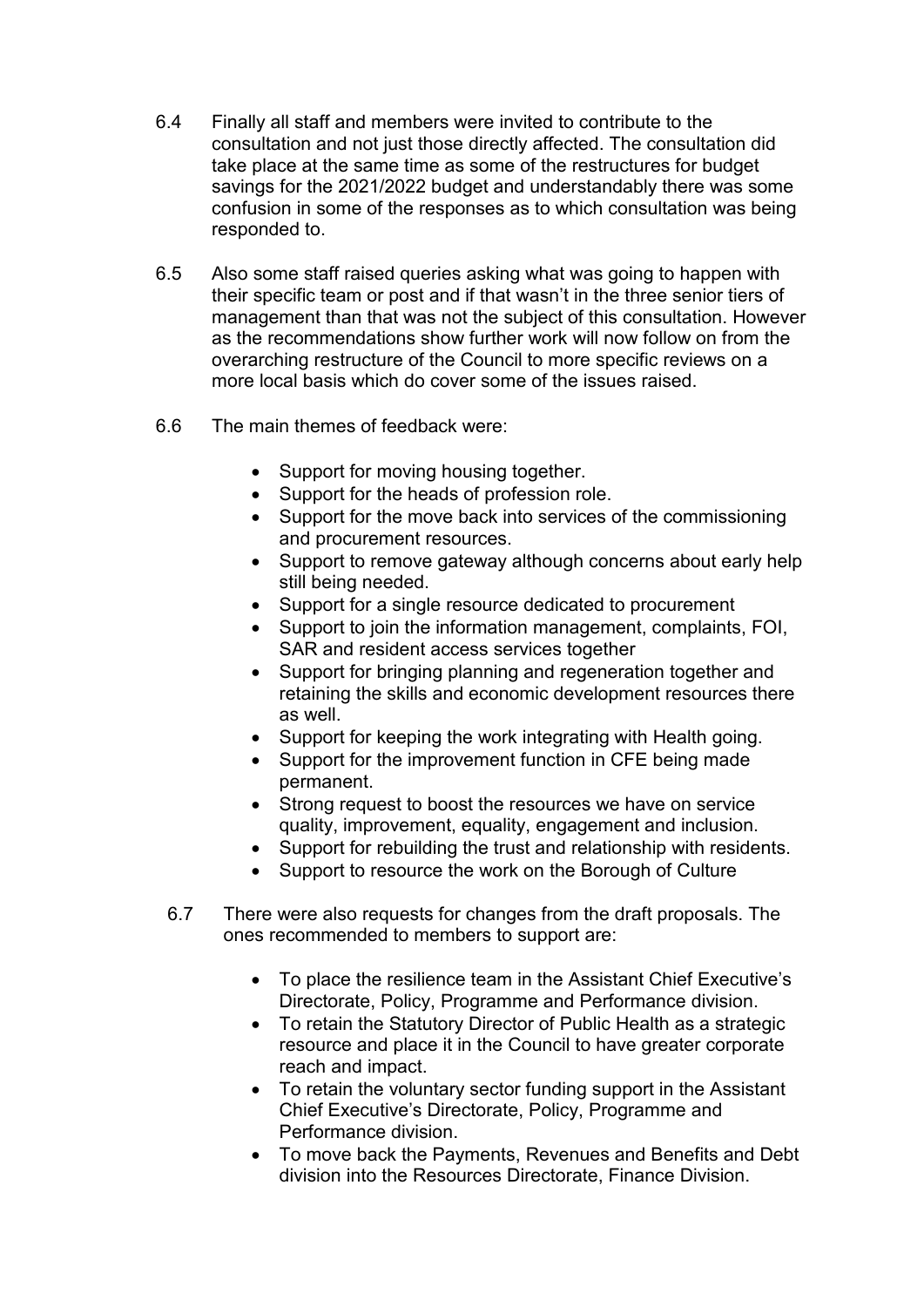6.4 Finally all staff and members were invited to contribute to the consultation and not just those directly affected. The consultation did take place at the same time as some of the restructures for budget savings for the 2021/2022 budget and understandably there was some confusion in some of the responses as to which consultation was being responded to.

6.5 Also some staff raised queries asking what was going to happen with their specific team or post and if that wasn't in the three senior tiers of management than that was not the subject of this consultation. However as the recommendations show further work will now follow on from the overarching restructure of the Council to more specific reviews on a more local basis which do cover some of the issues raised.

6.6 The main themes of feedback were:

- Support for moving housing together.
- Support for the heads of profession role.
- Support for the move back into services of the commissioning and procurement resources.
- Support to remove gateway although concerns about early help still being needed.
- Support for a single resource dedicated to procurement
- Support to join the information management, complaints, FOI, SAR and resident access services together
- Support for bringing planning and regeneration together and retaining the skills and economic development resources there as well.
- Support for keeping the work integrating with Health going.
- Support for the improvement function in CFE being made permanent.
- Strong request to boost the resources we have on service quality, improvement, equality, engagement and inclusion.
- Support for rebuilding the trust and relationship with residents.
- Support to resource the work on the Borough of Culture

6.7 There were also requests for changes from the draft proposals. The ones recommended to members to support are:

- To place the resilience team in the Assistant Chief Executive's Directorate, Policy, Programme and Performance division.
- To retain the Statutory Director of Public Health as a strategic resource and place it in the Council to have greater corporate reach and impact.
- To retain the voluntary sector funding support in the Assistant Chief Executive's Directorate, Policy, Programme and Performance division.
- To move back the Payments, Revenues and Benefits and Debt division into the Resources Directorate, Finance Division.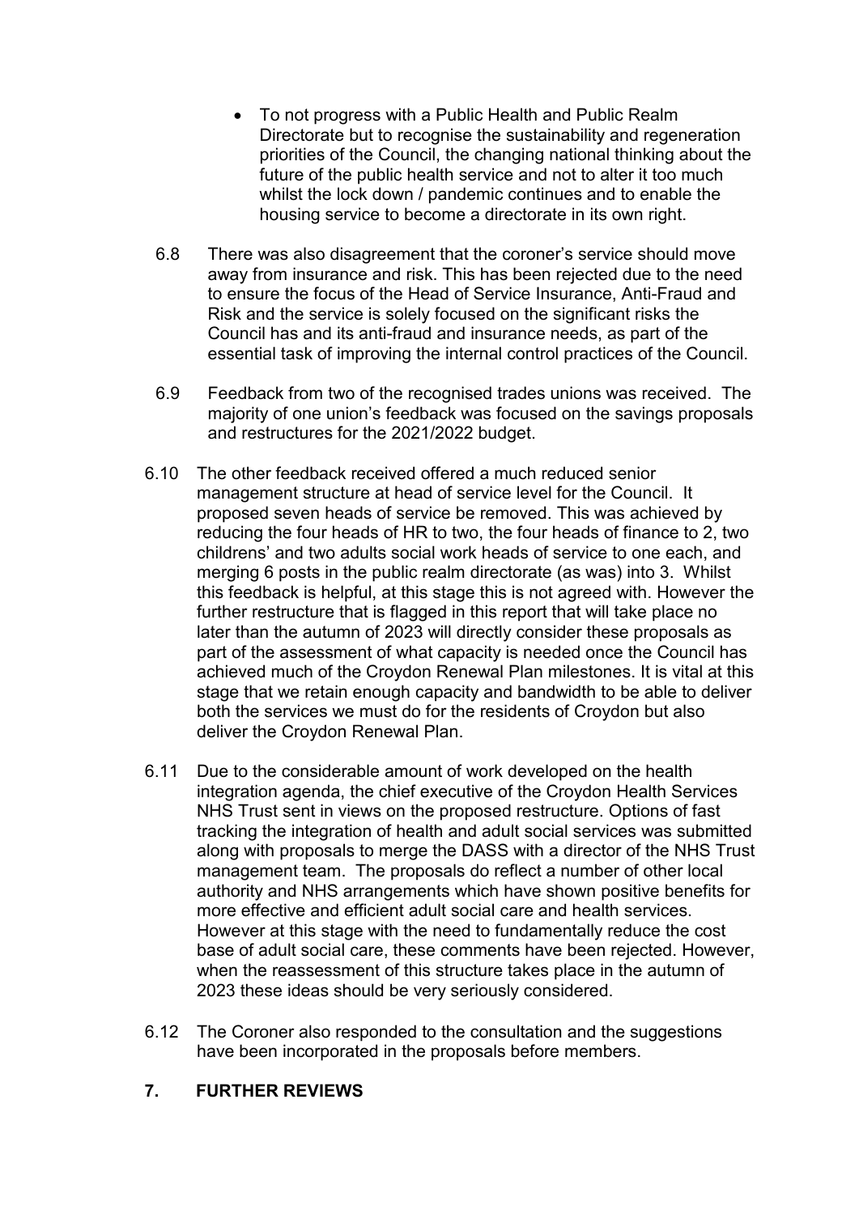- To not progress with a Public Health and Public Realm Directorate but to recognise the sustainability and regeneration priorities of the Council, the changing national thinking about the future of the public health service and not to alter it too much whilst the lock down / pandemic continues and to enable the housing service to become a directorate in its own right.

6.8 There was also disagreement that the coroner's service should move away from insurance and risk. This has been rejected due to the need to ensure the focus of the Head of Service Insurance, Anti-Fraud and Risk and the service is solely focused on the significant risks the Council has and its anti-fraud and insurance needs, as part of the essential task of improving the internal control practices of the Council.

6.9 Feedback from two of the recognised trades unions was received. The majority of one union's feedback was focused on the savings proposals and restructures for the 2021/2022 budget.

6.10 The other feedback received offered a much reduced senior management structure at head of service level for the Council. It proposed seven heads of service be removed. This was achieved by reducing the four heads of HR to two, the four heads of finance to 2, two childrens' and two adults social work heads of service to one each, and merging 6 posts in the public realm directorate (as was) into 3. Whilst this feedback is helpful, at this stage this is not agreed with. However the further restructure that is flagged in this report that will take place no later than the autumn of 2023 will directly consider these proposals as part of the assessment of what capacity is needed once the Council has achieved much of the Croydon Renewal Plan milestones. It is vital at this stage that we retain enough capacity and bandwidth to be able to deliver both the services we must do for the residents of Croydon but also deliver the Croydon Renewal Plan.

6.11 Due to the considerable amount of work developed on the health integration agenda, the chief executive of the Croydon Health Services NHS Trust sent in views on the proposed restructure. Options of fast tracking the integration of health and adult social services was submitted along with proposals to merge the DASS with a director of the NHS Trust management team. The proposals do reflect a number of other local authority and NHS arrangements which have shown positive benefits for more effective and efficient adult social care and health services. However at this stage with the need to fundamentally reduce the cost base of adult social care, these comments have been rejected. However, when the reassessment of this structure takes place in the autumn of 2023 these ideas should be very seriously considered.

6.12 The Coroner also responded to the consultation and the suggestions have been incorporated in the proposals before members.

## 7. FURTHER REVIEWS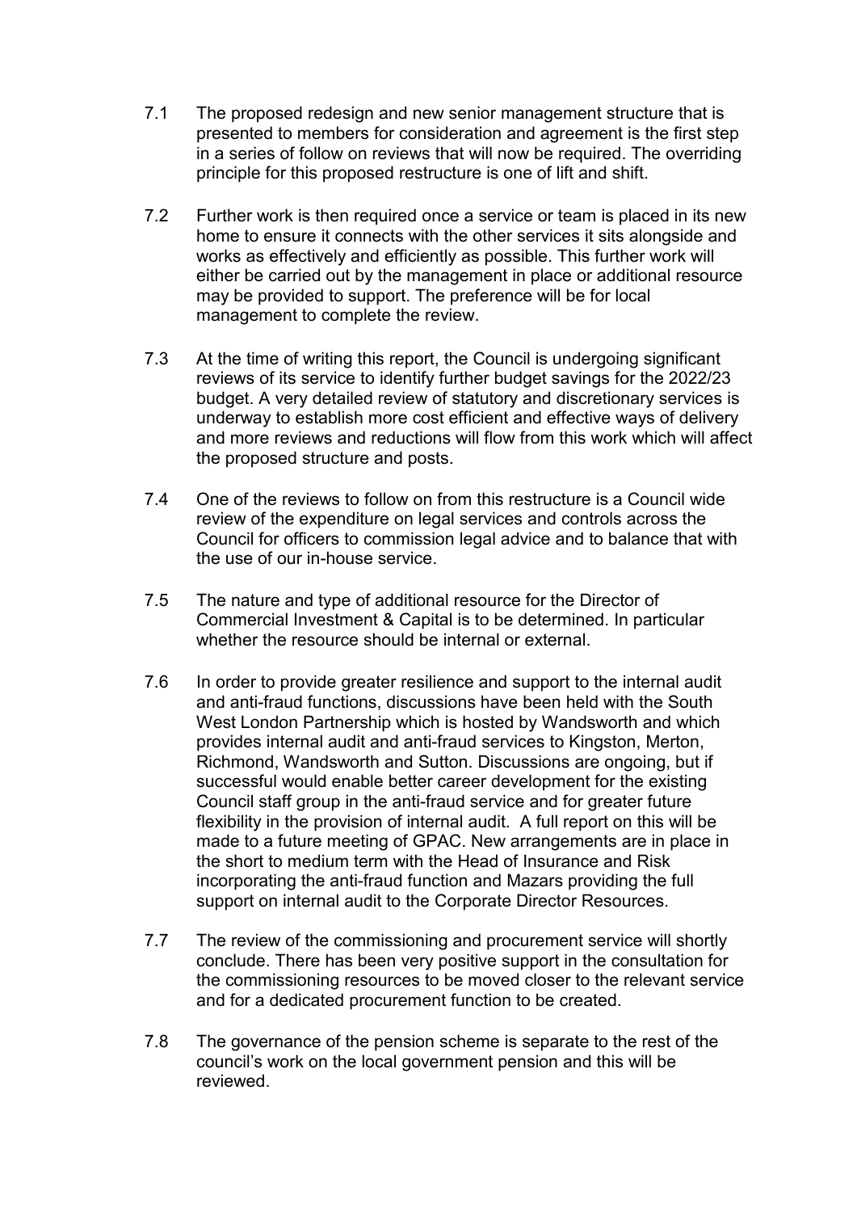7.1 The proposed redesign and new senior management structure that is presented to members for consideration and agreement is the first step in a series of follow on reviews that will now be required. The overriding principle for this proposed restructure is one of lift and shift.

7.2 Further work is then required once a service or team is placed in its new home to ensure it connects with the other services it sits alongside and works as effectively and efficiently as possible. This further work will either be carried out by the management in place or additional resource may be provided to support. The preference will be for local management to complete the review.

7.3 At the time of writing this report, the Council is undergoing significant reviews of its service to identify further budget savings for the 2022/23 budget. A very detailed review of statutory and discretionary services is underway to establish more cost efficient and effective ways of delivery and more reviews and reductions will flow from this work which will affect the proposed structure and posts.

7.4 One of the reviews to follow on from this restructure is a Council wide review of the expenditure on legal services and controls across the Council for officers to commission legal advice and to balance that with the use of our in-house service.

7.5 The nature and type of additional resource for the Director of Commercial Investment & Capital is to be determined. In particular whether the resource should be internal or external.

7.6 In order to provide greater resilience and support to the internal audit and anti-fraud functions, discussions have been held with the South West London Partnership which is hosted by Wandsworth and which provides internal audit and anti-fraud services to Kingston, Merton, Richmond, Wandsworth and Sutton. Discussions are ongoing, but if successful would enable better career development for the existing Council staff group in the anti-fraud service and for greater future flexibility in the provision of internal audit. A full report on this will be made to a future meeting of GPAC. New arrangements are in place in the short to medium term with the Head of Insurance and Risk incorporating the anti-fraud function and Mazars providing the full support on internal audit to the Corporate Director Resources.

7.7 The review of the commissioning and procurement service will shortly conclude. There has been very positive support in the consultation for the commissioning resources to be moved closer to the relevant service and for a dedicated procurement function to be created.

7.8 The governance of the pension scheme is separate to the rest of the council's work on the local government pension and this will be reviewed.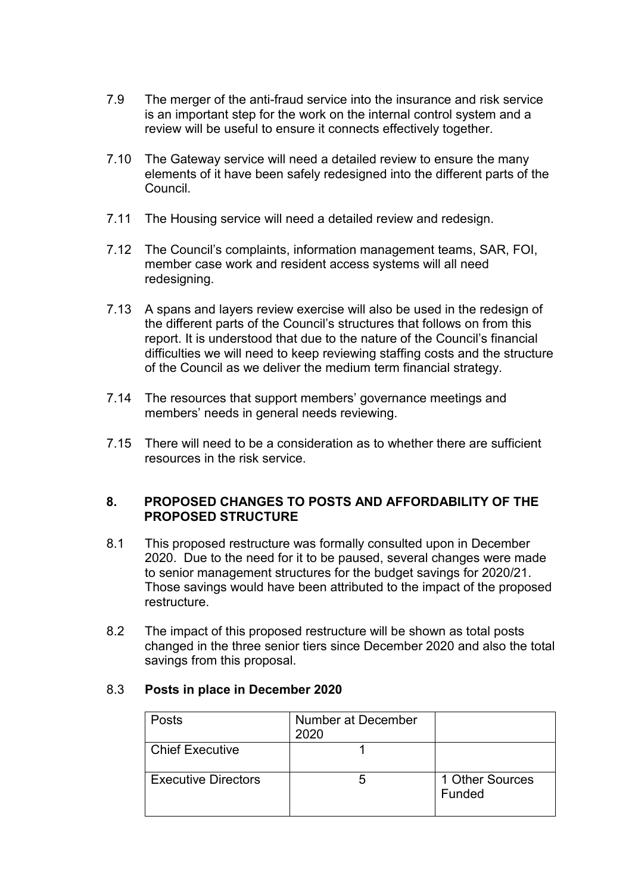7.9 The merger of the anti-fraud service into the insurance and risk service is an important step for the work on the internal control system and a review will be useful to ensure it connects effectively together.

7.10 The Gateway service will need a detailed review to ensure the many elements of it have been safely redesigned into the different parts of the Council.

7.11 The Housing service will need a detailed review and redesign.

7.12 The Council's complaints, information management teams, SAR, FOI, member case work and resident access systems will all need redesigning.

7.13 A spans and layers review exercise will also be used in the redesign of the different parts of the Council's structures that follows on from this report. It is understood that due to the nature of the Council's financial difficulties we will need to keep reviewing staffing costs and the structure of the Council as we deliver the medium term financial strategy.

7.14 The resources that support members' governance meetings and members' needs in general needs reviewing.

7.15 There will need to be a consideration as to whether there are sufficient resources in the risk service.

## 8. PROPOSED CHANGES TO POSTS AND AFFORDABILITY OF THE PROPOSED STRUCTURE

8.1 This proposed restructure was formally consulted upon in December 2020. Due to the need for it to be paused, several changes were made to senior management structures for the budget savings for 2020/21. Those savings would have been attributed to the impact of the proposed restructure.

8.2 The impact of this proposed restructure will be shown as total posts changed in the three senior tiers since December 2020 and also the total savings from this proposal.

8.3 **Posts in place in December 2020**

| Posts | Number at December 2020 | |
|---|---|---|
| Chief Executive | 1 | |
| Executive Directors | 5 | 1 Other Sources Funded |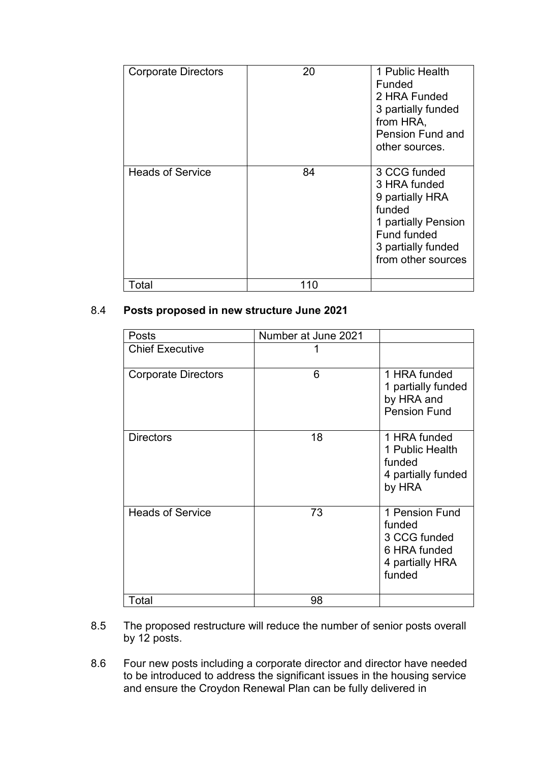| | | |
|---|---|---|
| Corporate Directors | 20 | 1 Public Health Funded<br>2 HRA Funded<br>3 partially funded from HRA, Pension Fund and other sources. |
| Heads of Service | 84 | 3 CCG funded<br>3 HRA funded<br>9 partially HRA funded<br>1 partially Pension Fund funded<br>3 partially funded from other sources |
| Total | 110 | |

8.4 **Posts proposed in new structure June 2021**

| Posts | Number at June 2021 | |
|---|---|---|
| Chief Executive | 1 | |
| Corporate Directors | 6 | 1 HRA funded<br>1 partially funded by HRA and Pension Fund |
| Directors | 18 | 1 HRA funded<br>1 Public Health funded<br>4 partially funded by HRA |
| Heads of Service | 73 | 1 Pension Fund funded<br>3 CCG funded<br>6 HRA funded<br>4 partially HRA funded |
| Total | 98 | |

8.5 The proposed restructure will reduce the number of senior posts overall by 12 posts.

8.6 Four new posts including a corporate director and director have needed to be introduced to address the significant issues in the housing service and ensure the Croydon Renewal Plan can be fully delivered in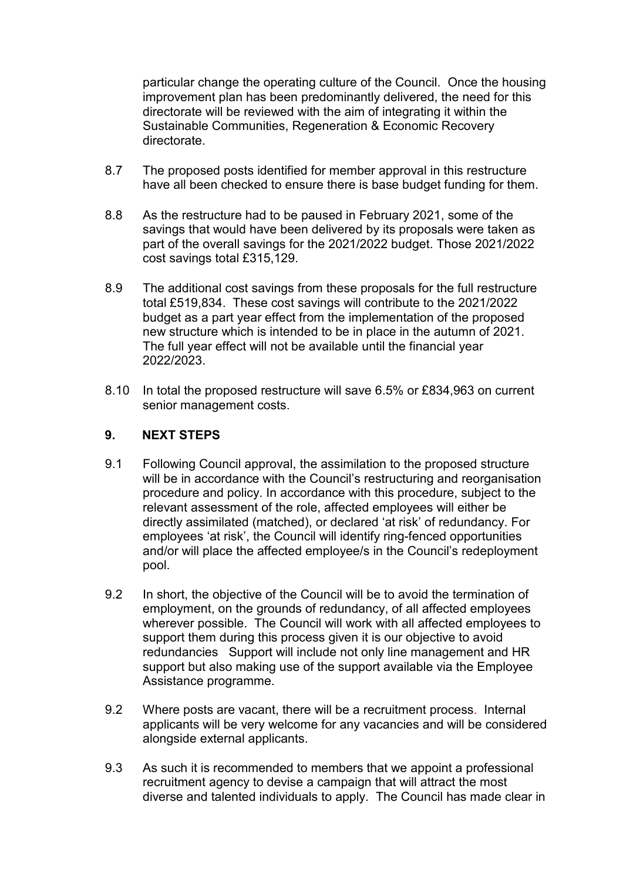particular change the operating culture of the Council. Once the housing improvement plan has been predominantly delivered, the need for this directorate will be reviewed with the aim of integrating it within the Sustainable Communities, Regeneration & Economic Recovery directorate.

8.7 The proposed posts identified for member approval in this restructure have all been checked to ensure there is base budget funding for them.

8.8 As the restructure had to be paused in February 2021, some of the savings that would have been delivered by its proposals were taken as part of the overall savings for the 2021/2022 budget. Those 2021/2022 cost savings total £315,129.

8.9 The additional cost savings from these proposals for the full restructure total £519,834. These cost savings will contribute to the 2021/2022 budget as a part year effect from the implementation of the proposed new structure which is intended to be in place in the autumn of 2021. The full year effect will not be available until the financial year 2022/2023.

8.10 In total the proposed restructure will save 6.5% or £834,963 on current senior management costs.

## 9. NEXT STEPS

9.1 Following Council approval, the assimilation to the proposed structure will be in accordance with the Council's restructuring and reorganisation procedure and policy. In accordance with this procedure, subject to the relevant assessment of the role, affected employees will either be directly assimilated (matched), or declared 'at risk' of redundancy. For employees 'at risk', the Council will identify ring-fenced opportunities and/or will place the affected employee/s in the Council's redeployment pool.

9.2 In short, the objective of the Council will be to avoid the termination of employment, on the grounds of redundancy, of all affected employees wherever possible. The Council will work with all affected employees to support them during this process given it is our objective to avoid redundancies Support will include not only line management and HR support but also making use of the support available via the Employee Assistance programme.

9.2 Where posts are vacant, there will be a recruitment process. Internal applicants will be very welcome for any vacancies and will be considered alongside external applicants.

9.3 As such it is recommended to members that we appoint a professional recruitment agency to devise a campaign that will attract the most diverse and talented individuals to apply. The Council has made clear in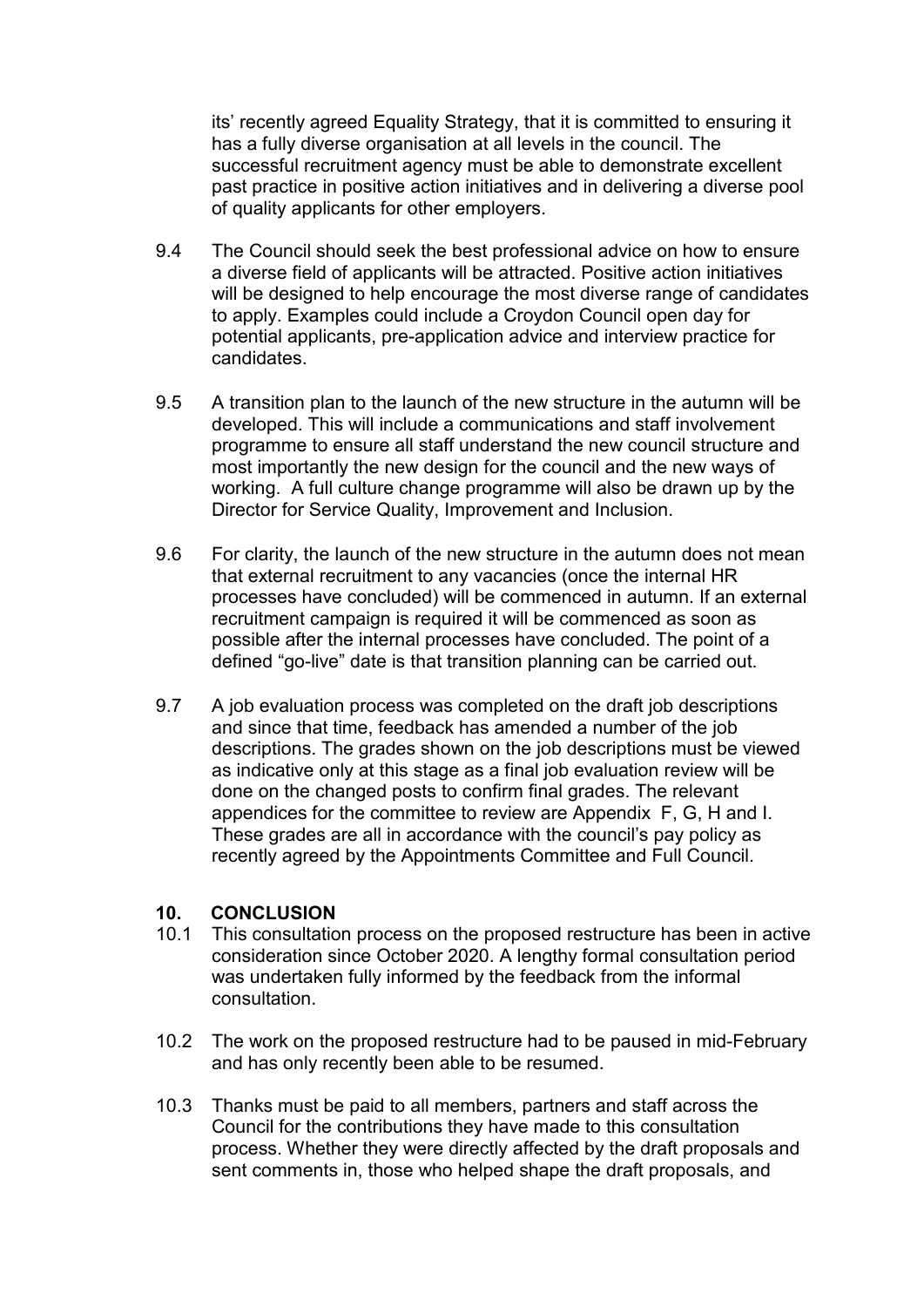its' recently agreed Equality Strategy, that it is committed to ensuring it has a fully diverse organisation at all levels in the council. The successful recruitment agency must be able to demonstrate excellent past practice in positive action initiatives and in delivering a diverse pool of quality applicants for other employers.

9.4 The Council should seek the best professional advice on how to ensure a diverse field of applicants will be attracted. Positive action initiatives will be designed to help encourage the most diverse range of candidates to apply. Examples could include a Croydon Council open day for potential applicants, pre-application advice and interview practice for candidates.

9.5 A transition plan to the launch of the new structure in the autumn will be developed. This will include a communications and staff involvement programme to ensure all staff understand the new council structure and most importantly the new design for the council and the new ways of working. A full culture change programme will also be drawn up by the Director for Service Quality, Improvement and Inclusion.

9.6 For clarity, the launch of the new structure in the autumn does not mean that external recruitment to any vacancies (once the internal HR processes have concluded) will be commenced in autumn. If an external recruitment campaign is required it will be commenced as soon as possible after the internal processes have concluded. The point of a defined "go-live" date is that transition planning can be carried out.

9.7 A job evaluation process was completed on the draft job descriptions and since that time, feedback has amended a number of the job descriptions. The grades shown on the job descriptions must be viewed as indicative only at this stage as a final job evaluation review will be done on the changed posts to confirm final grades. The relevant appendices for the committee to review are Appendix F, G, H and I. These grades are all in accordance with the council's pay policy as recently agreed by the Appointments Committee and Full Council.

## 10. CONCLUSION

10.1 This consultation process on the proposed restructure has been in active consideration since October 2020. A lengthy formal consultation period was undertaken fully informed by the feedback from the informal consultation.

10.2 The work on the proposed restructure had to be paused in mid-February and has only recently been able to be resumed.

10.3 Thanks must be paid to all members, partners and staff across the Council for the contributions they have made to this consultation process. Whether they were directly affected by the draft proposals and sent comments in, those who helped shape the draft proposals, and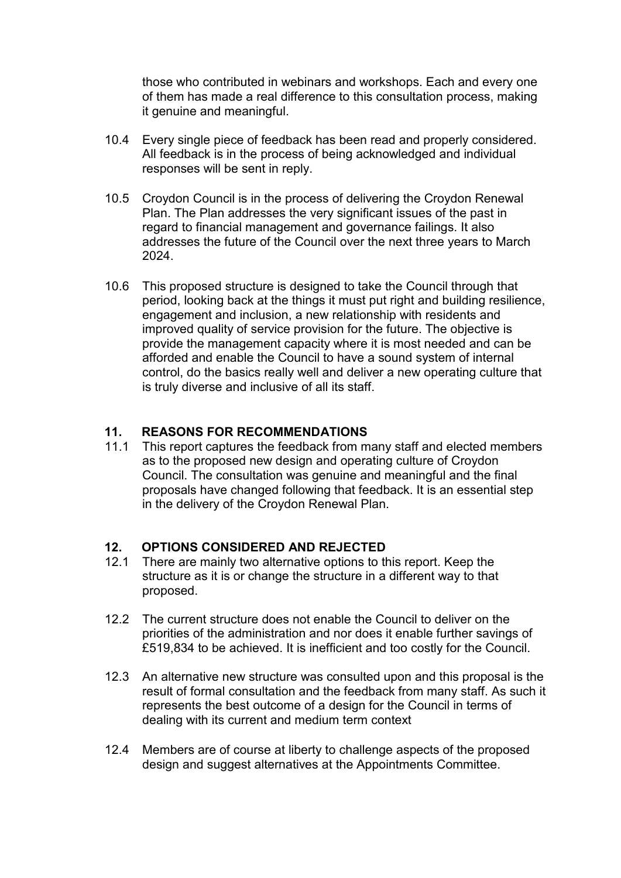those who contributed in webinars and workshops. Each and every one of them has made a real difference to this consultation process, making it genuine and meaningful.

10.4 Every single piece of feedback has been read and properly considered. All feedback is in the process of being acknowledged and individual responses will be sent in reply.

10.5 Croydon Council is in the process of delivering the Croydon Renewal Plan. The Plan addresses the very significant issues of the past in regard to financial management and governance failings. It also addresses the future of the Council over the next three years to March 2024.

10.6 This proposed structure is designed to take the Council through that period, looking back at the things it must put right and building resilience, engagement and inclusion, a new relationship with residents and improved quality of service provision for the future. The objective is provide the management capacity where it is most needed and can be afforded and enable the Council to have a sound system of internal control, do the basics really well and deliver a new operating culture that is truly diverse and inclusive of all its staff.

## 11. REASONS FOR RECOMMENDATIONS

11.1 This report captures the feedback from many staff and elected members as to the proposed new design and operating culture of Croydon Council. The consultation was genuine and meaningful and the final proposals have changed following that feedback. It is an essential step in the delivery of the Croydon Renewal Plan.

## 12. OPTIONS CONSIDERED AND REJECTED

12.1 There are mainly two alternative options to this report. Keep the structure as it is or change the structure in a different way to that proposed.

12.2 The current structure does not enable the Council to deliver on the priorities of the administration and nor does it enable further savings of £519,834 to be achieved. It is inefficient and too costly for the Council.

12.3 An alternative new structure was consulted upon and this proposal is the result of formal consultation and the feedback from many staff. As such it represents the best outcome of a design for the Council in terms of dealing with its current and medium term context

12.4 Members are of course at liberty to challenge aspects of the proposed design and suggest alternatives at the Appointments Committee.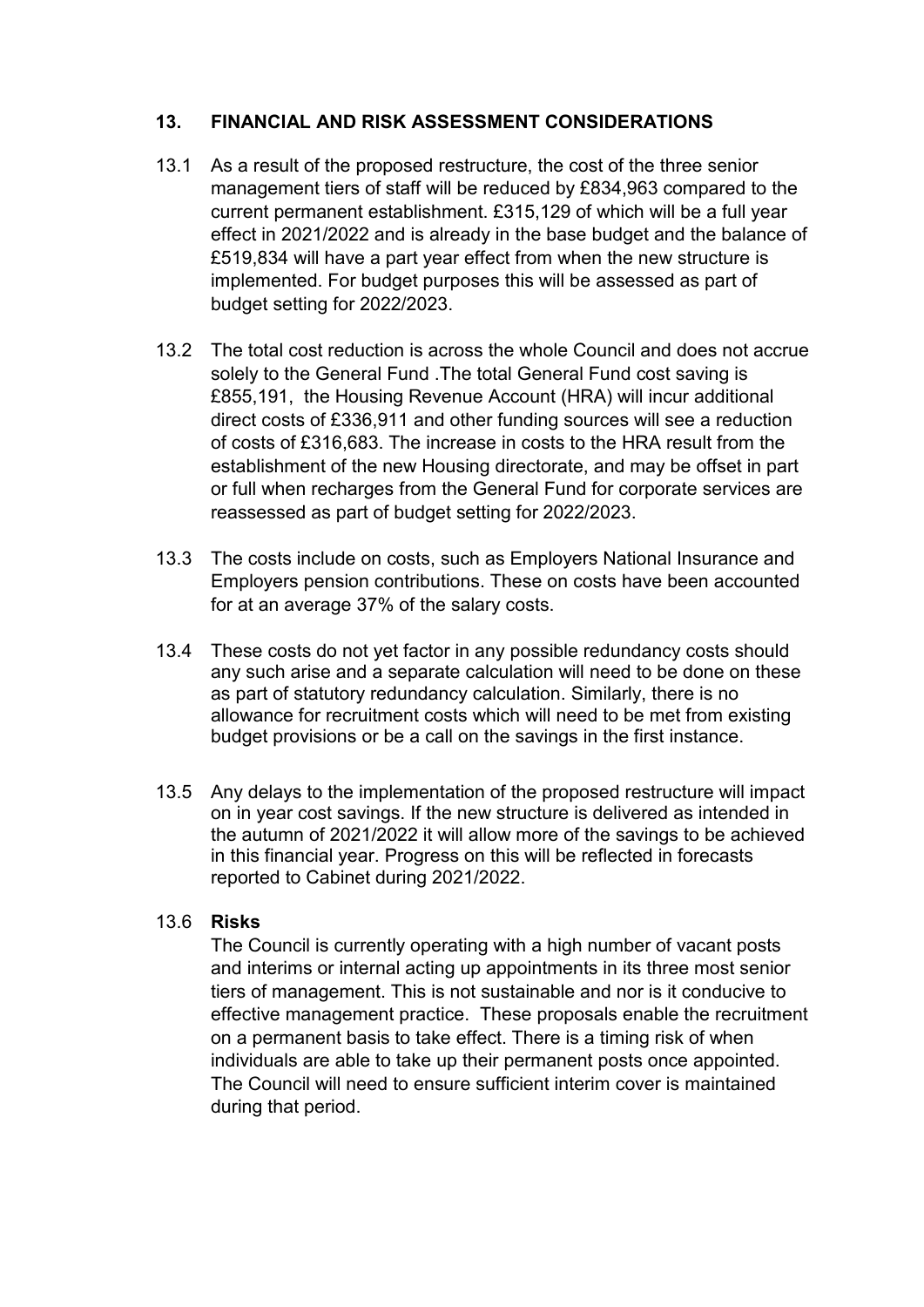## 13. FINANCIAL AND RISK ASSESSMENT CONSIDERATIONS

13.1 As a result of the proposed restructure, the cost of the three senior management tiers of staff will be reduced by £834,963 compared to the current permanent establishment. £315,129 of which will be a full year effect in 2021/2022 and is already in the base budget and the balance of £519,834 will have a part year effect from when the new structure is implemented. For budget purposes this will be assessed as part of budget setting for 2022/2023.

13.2 The total cost reduction is across the whole Council and does not accrue solely to the General Fund .The total General Fund cost saving is £855,191, the Housing Revenue Account (HRA) will incur additional direct costs of £336,911 and other funding sources will see a reduction of costs of £316,683. The increase in costs to the HRA result from the establishment of the new Housing directorate, and may be offset in part or full when recharges from the General Fund for corporate services are reassessed as part of budget setting for 2022/2023.

13.3 The costs include on costs, such as Employers National Insurance and Employers pension contributions. These on costs have been accounted for at an average 37% of the salary costs.

13.4 These costs do not yet factor in any possible redundancy costs should any such arise and a separate calculation will need to be done on these as part of statutory redundancy calculation. Similarly, there is no allowance for recruitment costs which will need to be met from existing budget provisions or be a call on the savings in the first instance.

13.5 Any delays to the implementation of the proposed restructure will impact on in year cost savings. If the new structure is delivered as intended in the autumn of 2021/2022 it will allow more of the savings to be achieved in this financial year. Progress on this will be reflected in forecasts reported to Cabinet during 2021/2022.

13.6 **Risks**

The Council is currently operating with a high number of vacant posts and interims or internal acting up appointments in its three most senior tiers of management. This is not sustainable and nor is it conducive to effective management practice. These proposals enable the recruitment on a permanent basis to take effect. There is a timing risk of when individuals are able to take up their permanent posts once appointed. The Council will need to ensure sufficient interim cover is maintained during that period.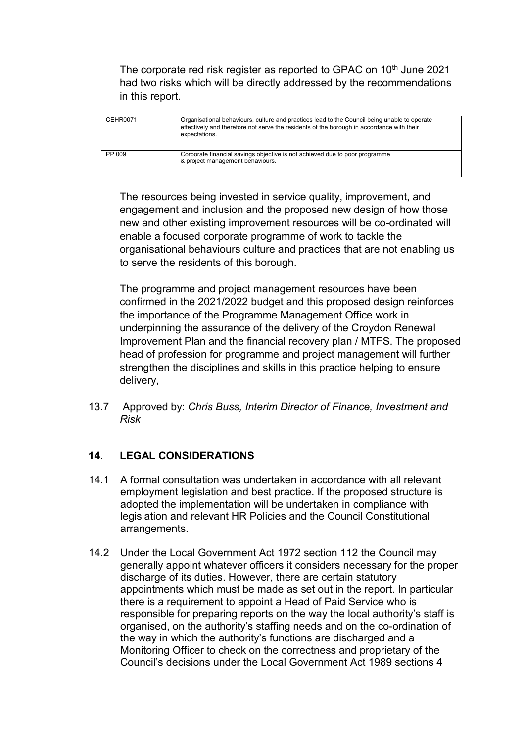The corporate red risk register as reported to GPAC on 10th June 2021 had two risks which will be directly addressed by the recommendations in this report.

| | |
|---|---|
| CEHR0071 | Organisational behaviours, culture and practices lead to the Council being unable to operate effectively and therefore not serve the residents of the borough in accordance with their expectations. |
| PP 009 | Corporate financial savings objective is not achieved due to poor programme & project management behaviours. |

The resources being invested in service quality, improvement, and engagement and inclusion and the proposed new design of how those new and other existing improvement resources will be co-ordinated will enable a focused corporate programme of work to tackle the organisational behaviours culture and practices that are not enabling us to serve the residents of this borough.

The programme and project management resources have been confirmed in the 2021/2022 budget and this proposed design reinforces the importance of the Programme Management Office work in underpinning the assurance of the delivery of the Croydon Renewal Improvement Plan and the financial recovery plan / MTFS. The proposed head of profession for programme and project management will further strengthen the disciplines and skills in this practice helping to ensure delivery,

13.7 Approved by: *Chris Buss, Interim Director of Finance, Investment and Risk*

## 14. LEGAL CONSIDERATIONS

14.1 A formal consultation was undertaken in accordance with all relevant employment legislation and best practice. If the proposed structure is adopted the implementation will be undertaken in compliance with legislation and relevant HR Policies and the Council Constitutional arrangements.

14.2 Under the Local Government Act 1972 section 112 the Council may generally appoint whatever officers it considers necessary for the proper discharge of its duties. However, there are certain statutory appointments which must be made as set out in the report. In particular there is a requirement to appoint a Head of Paid Service who is responsible for preparing reports on the way the local authority's staff is organised, on the authority's staffing needs and on the co-ordination of the way in which the authority's functions are discharged and a Monitoring Officer to check on the correctness and proprietary of the Council's decisions under the Local Government Act 1989 sections 4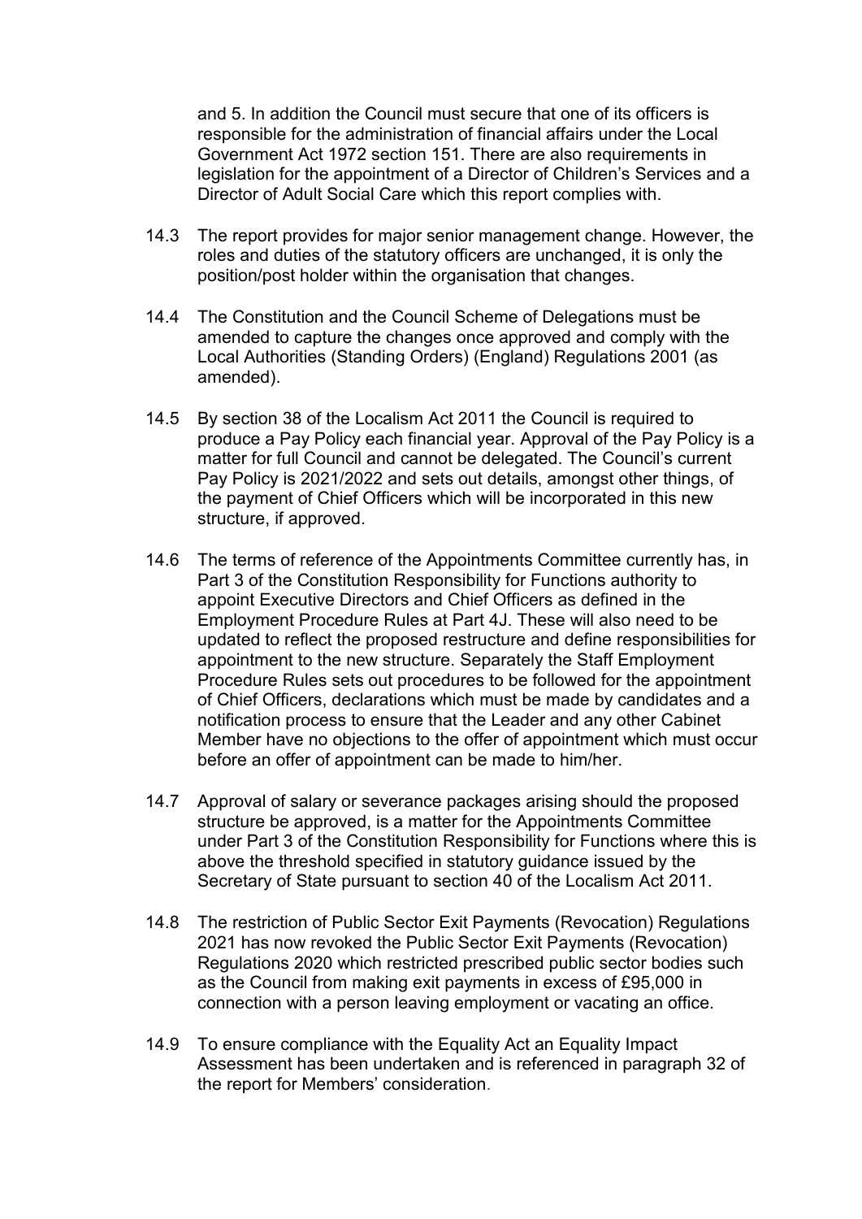and 5. In addition the Council must secure that one of its officers is responsible for the administration of financial affairs under the Local Government Act 1972 section 151. There are also requirements in legislation for the appointment of a Director of Children's Services and a Director of Adult Social Care which this report complies with.

14.3 The report provides for major senior management change. However, the roles and duties of the statutory officers are unchanged, it is only the position/post holder within the organisation that changes.

14.4 The Constitution and the Council Scheme of Delegations must be amended to capture the changes once approved and comply with the Local Authorities (Standing Orders) (England) Regulations 2001 (as amended).

14.5 By section 38 of the Localism Act 2011 the Council is required to produce a Pay Policy each financial year. Approval of the Pay Policy is a matter for full Council and cannot be delegated. The Council's current Pay Policy is 2021/2022 and sets out details, amongst other things, of the payment of Chief Officers which will be incorporated in this new structure, if approved.

14.6 The terms of reference of the Appointments Committee currently has, in Part 3 of the Constitution Responsibility for Functions authority to appoint Executive Directors and Chief Officers as defined in the Employment Procedure Rules at Part 4J. These will also need to be updated to reflect the proposed restructure and define responsibilities for appointment to the new structure. Separately the Staff Employment Procedure Rules sets out procedures to be followed for the appointment of Chief Officers, declarations which must be made by candidates and a notification process to ensure that the Leader and any other Cabinet Member have no objections to the offer of appointment which must occur before an offer of appointment can be made to him/her.

14.7 Approval of salary or severance packages arising should the proposed structure be approved, is a matter for the Appointments Committee under Part 3 of the Constitution Responsibility for Functions where this is above the threshold specified in statutory guidance issued by the Secretary of State pursuant to section 40 of the Localism Act 2011.

14.8 The restriction of Public Sector Exit Payments (Revocation) Regulations 2021 has now revoked the Public Sector Exit Payments (Revocation) Regulations 2020 which restricted prescribed public sector bodies such as the Council from making exit payments in excess of £95,000 in connection with a person leaving employment or vacating an office.

14.9 To ensure compliance with the Equality Act an Equality Impact Assessment has been undertaken and is referenced in paragraph 32 of the report for Members' consideration.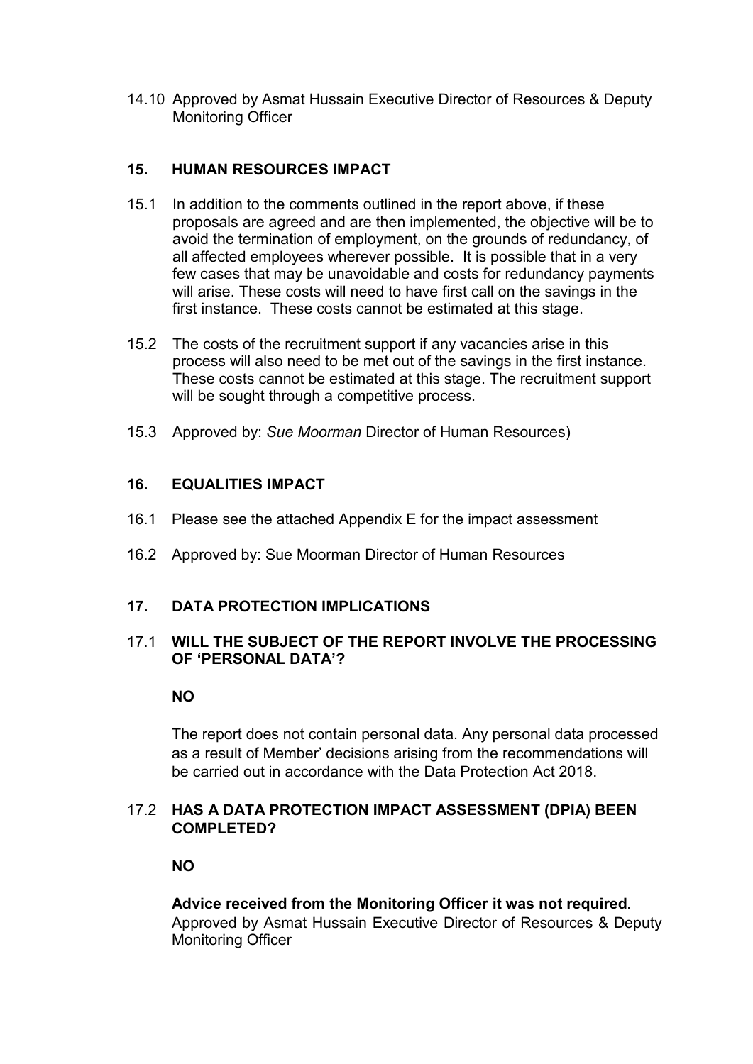14.10 Approved by Asmat Hussain Executive Director of Resources & Deputy Monitoring Officer

## 15. HUMAN RESOURCES IMPACT

15.1 In addition to the comments outlined in the report above, if these proposals are agreed and are then implemented, the objective will be to avoid the termination of employment, on the grounds of redundancy, of all affected employees wherever possible. It is possible that in a very few cases that may be unavoidable and costs for redundancy payments will arise. These costs will need to have first call on the savings in the first instance. These costs cannot be estimated at this stage.

15.2 The costs of the recruitment support if any vacancies arise in this process will also need to be met out of the savings in the first instance. These costs cannot be estimated at this stage. The recruitment support will be sought through a competitive process.

15.3 Approved by: *Sue Moorman* Director of Human Resources)

## 16. EQUALITIES IMPACT

16.1 Please see the attached Appendix E for the impact assessment

16.2 Approved by: Sue Moorman Director of Human Resources

## 17. DATA PROTECTION IMPLICATIONS

17.1 **WILL THE SUBJECT OF THE REPORT INVOLVE THE PROCESSING OF 'PERSONAL DATA'?**

**NO**

The report does not contain personal data. Any personal data processed as a result of Member' decisions arising from the recommendations will be carried out in accordance with the Data Protection Act 2018.

17.2 **HAS A DATA PROTECTION IMPACT ASSESSMENT (DPIA) BEEN COMPLETED?**

**NO**

**Advice received from the Monitoring Officer it was not required.**
Approved by Asmat Hussain Executive Director of Resources & Deputy Monitoring Officer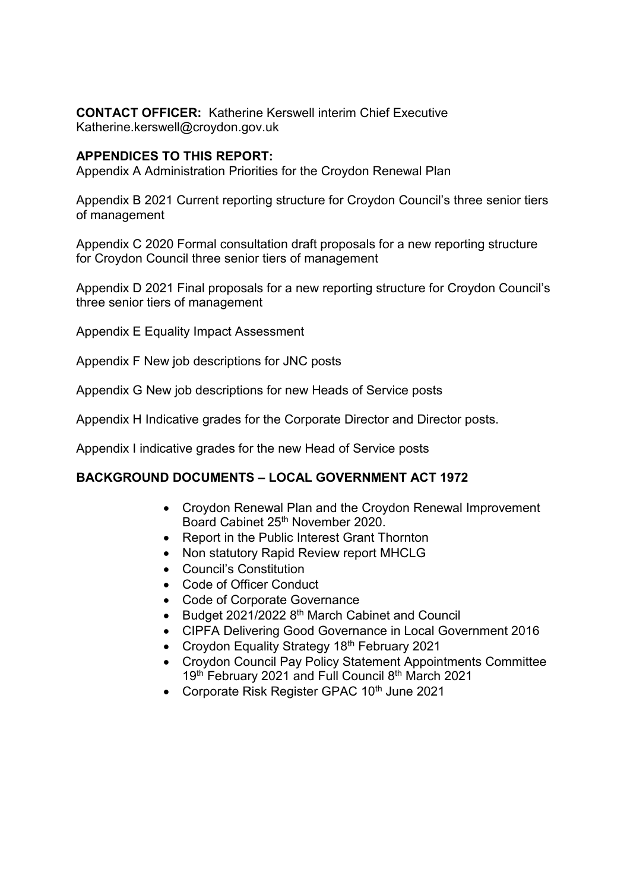**CONTACT OFFICER:** Katherine Kerswell interim Chief Executive Katherine.kerswell@croydon.gov.uk

**APPENDICES TO THIS REPORT:**

Appendix A Administration Priorities for the Croydon Renewal Plan

Appendix B 2021 Current reporting structure for Croydon Council's three senior tiers of management

Appendix C 2020 Formal consultation draft proposals for a new reporting structure for Croydon Council three senior tiers of management

Appendix D 2021 Final proposals for a new reporting structure for Croydon Council's three senior tiers of management

Appendix E Equality Impact Assessment

Appendix F New job descriptions for JNC posts

Appendix G New job descriptions for new Heads of Service posts

Appendix H Indicative grades for the Corporate Director and Director posts.

Appendix I indicative grades for the new Head of Service posts

**BACKGROUND DOCUMENTS – LOCAL GOVERNMENT ACT 1972**

- Croydon Renewal Plan and the Croydon Renewal Improvement Board Cabinet 25th November 2020.
- Report in the Public Interest Grant Thornton
- Non statutory Rapid Review report MHCLG
- Council's Constitution
- Code of Officer Conduct
- Code of Corporate Governance
- Budget 2021/2022 8th March Cabinet and Council
- CIPFA Delivering Good Governance in Local Government 2016
- Croydon Equality Strategy 18th February 2021
- Croydon Council Pay Policy Statement Appointments Committee 19th February 2021 and Full Council 8th March 2021
- Corporate Risk Register GPAC 10th June 2021